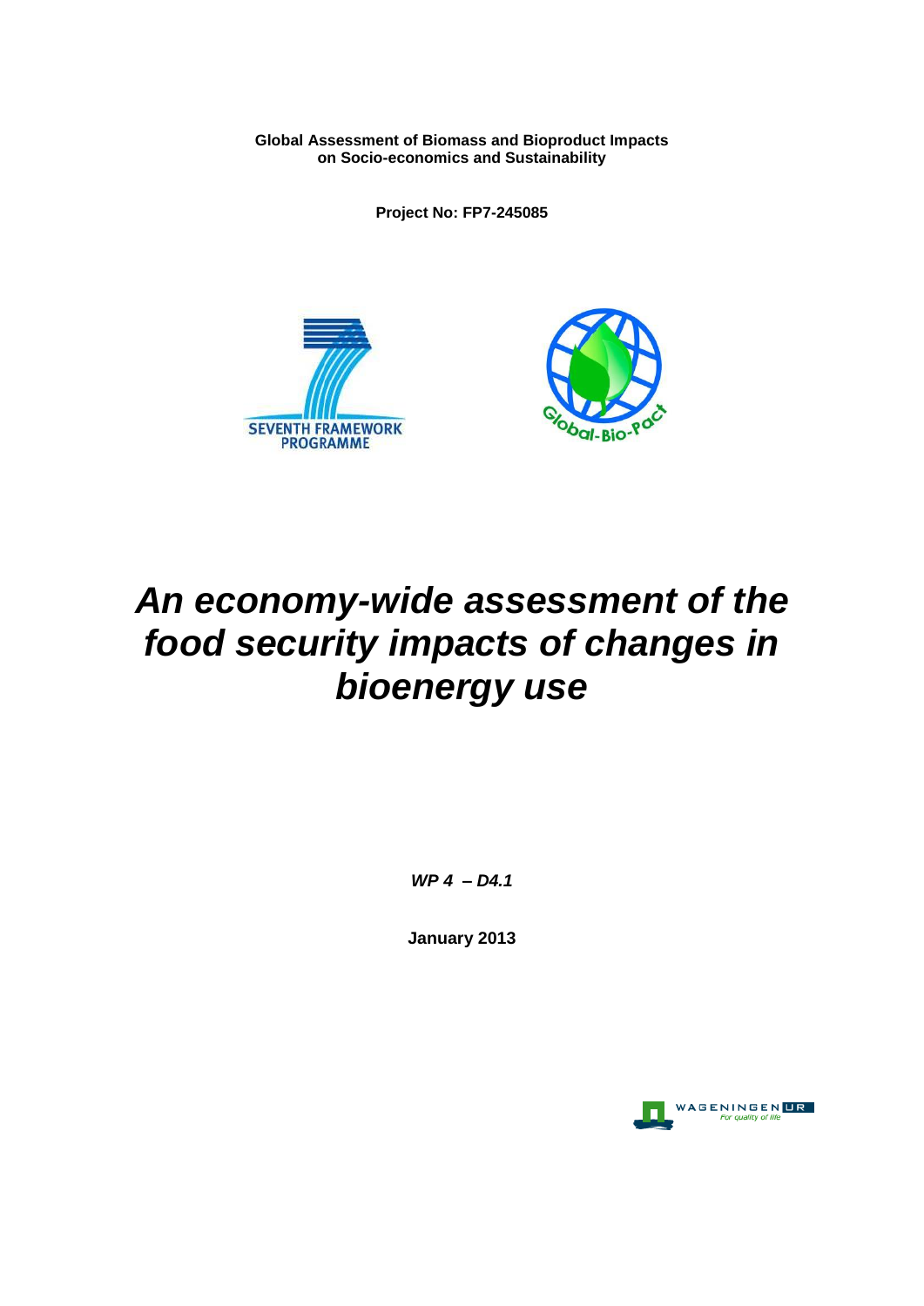**Global Assessment of Biomass and Bioproduct Impacts on Socio-economics and Sustainability**

**Project No: FP7-245085**

# *An economy-wide assessment of the food security impacts of changes in bioenergy use*

***WP 4 – D4.1***

**January 2013**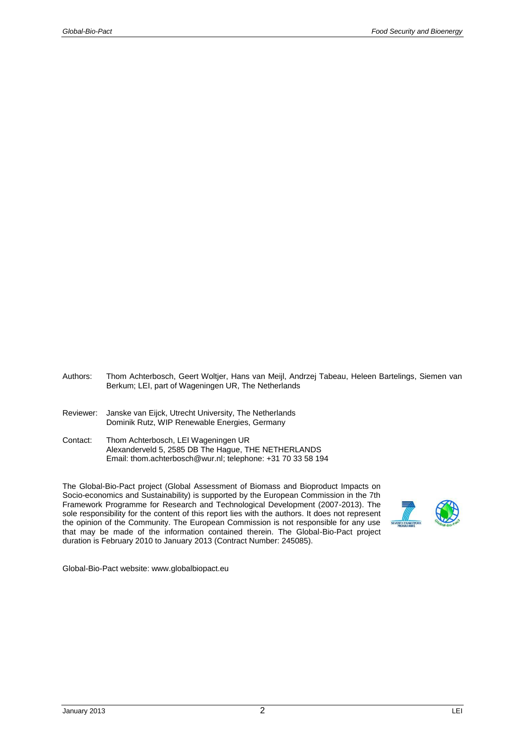Authors: Thom Achterbosch, Geert Woltjer, Hans van Meijl, Andrzej Tabeau, Heleen Bartelings, Siemen van Berkum; LEI, part of Wageningen UR, The Netherlands

Reviewer: Janske van Eijck, Utrecht University, The Netherlands
Dominik Rutz, WIP Renewable Energies, Germany

Contact: Thom Achterbosch, LEI Wageningen UR
Alexanderveld 5, 2585 DB The Hague, THE NETHERLANDS
Email: thom.achterbosch@wur.nl; telephone: +31 70 33 58 194

The Global-Bio-Pact project (Global Assessment of Biomass and Bioproduct Impacts on Socio-economics and Sustainability) is supported by the European Commission in the 7th Framework Programme for Research and Technological Development (2007-2013). The sole responsibility for the content of this report lies with the authors. It does not represent the opinion of the Community. The European Commission is not responsible for any use that may be made of the information contained therein. The Global-Bio-Pact project duration is February 2010 to January 2013 (Contract Number: 245085).

Global-Bio-Pact website: www.globalbiopact.eu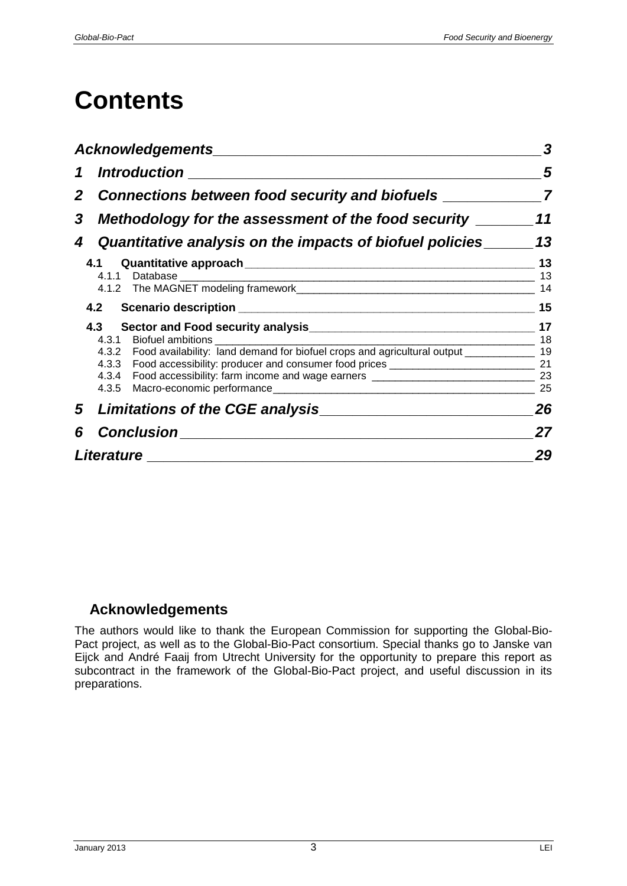# Contents

*Acknowledgements* ____________________ *3*

**1 Introduction** ____________________ **5**

**2 Connections between food security and biofuels** ____________________ **7**

**3 Methodology for the assessment of the food security** ____________________ **11**

**4 Quantitative analysis on the impacts of biofuel policies** ____________________ **13**

- **4.1 Quantitative approach** ____________________ **13**
  - 4.1.1 Database ____________________ 13
  - 4.1.2 The MAGNET modeling framework ____________________ 14
- **4.2 Scenario description** ____________________ **15**
- **4.3 Sector and Food security analysis** ____________________ **17**
  - 4.3.1 Biofuel ambitions ____________________ 18
  - 4.3.2 Food availability: land demand for biofuel crops and agricultural output ____________________ 19
  - 4.3.3 Food accessibility: producer and consumer food prices ____________________ 21
  - 4.3.4 Food accessibility: farm income and wage earners ____________________ 23
  - 4.3.5 Macro-economic performance ____________________ 25

**5 Limitations of the CGE analysis** ____________________ **26**

**6 Conclusion** ____________________ **27**

*Literature* ____________________ *29*

## Acknowledgements

The authors would like to thank the European Commission for supporting the Global-Bio-Pact project, as well as to the Global-Bio-Pact consortium. Special thanks go to Janske van Eijck and André Faaij from Utrecht University for the opportunity to prepare this report as subcontract in the framework of the Global-Bio-Pact project, and useful discussion in its preparations.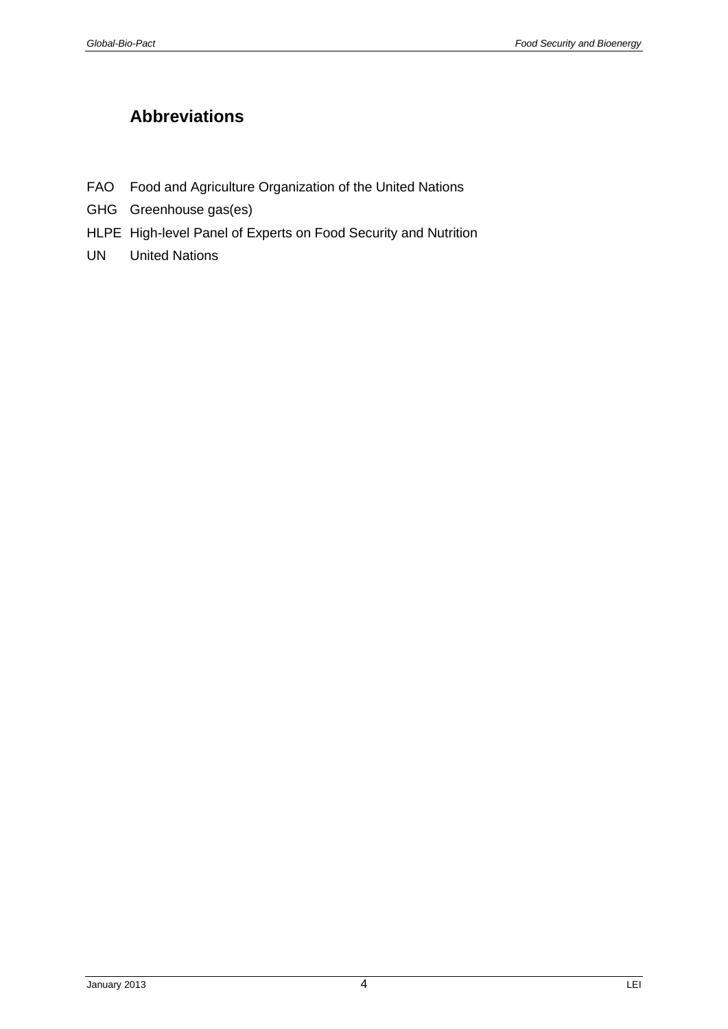## Abbreviations

| | |
|---|---|
| FAO | Food and Agriculture Organization of the United Nations |
| GHG | Greenhouse gas(es) |
| HLPE | High-level Panel of Experts on Food Security and Nutrition |
| UN | United Nations |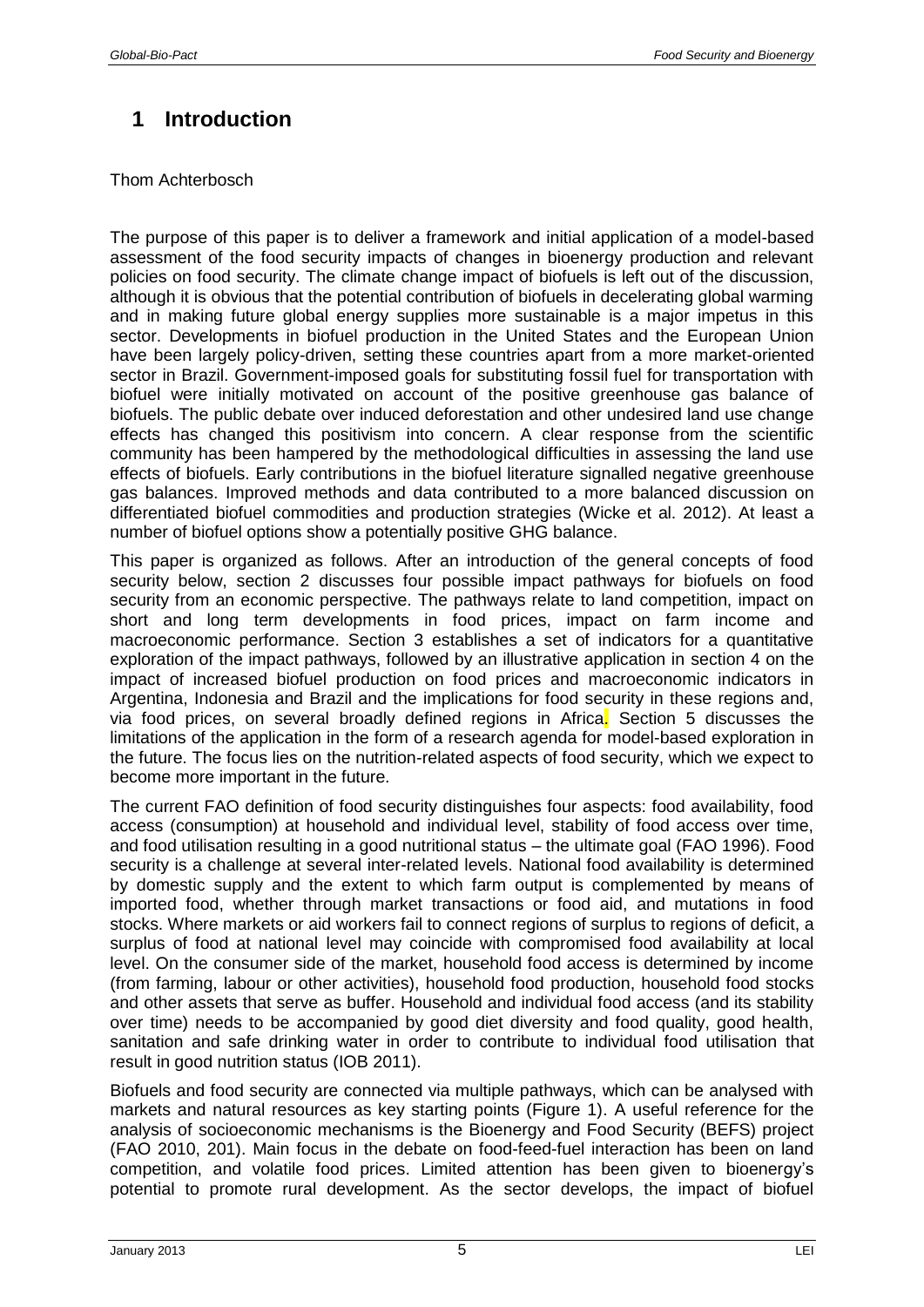# 1 Introduction

Thom Achterbosch

The purpose of this paper is to deliver a framework and initial application of a model-based assessment of the food security impacts of changes in bioenergy production and relevant policies on food security. The climate change impact of biofuels is left out of the discussion, although it is obvious that the potential contribution of biofuels in decelerating global warming and in making future global energy supplies more sustainable is a major impetus in this sector. Developments in biofuel production in the United States and the European Union have been largely policy-driven, setting these countries apart from a more market-oriented sector in Brazil. Government-imposed goals for substituting fossil fuel for transportation with biofuel were initially motivated on account of the positive greenhouse gas balance of biofuels. The public debate over induced deforestation and other undesired land use change effects has changed this positivism into concern. A clear response from the scientific community has been hampered by the methodological difficulties in assessing the land use effects of biofuels. Early contributions in the biofuel literature signalled negative greenhouse gas balances. Improved methods and data contributed to a more balanced discussion on differentiated biofuel commodities and production strategies (Wicke et al. 2012). At least a number of biofuel options show a potentially positive GHG balance.

This paper is organized as follows. After an introduction of the general concepts of food security below, section 2 discusses four possible impact pathways for biofuels on food security from an economic perspective. The pathways relate to land competition, impact on short and long term developments in food prices, impact on farm income and macroeconomic performance. Section 3 establishes a set of indicators for a quantitative exploration of the impact pathways, followed by an illustrative application in section 4 on the impact of increased biofuel production on food prices and macroeconomic indicators in Argentina, Indonesia and Brazil and the implications for food security in these regions and, via food prices, on several broadly defined regions in Africa. Section 5 discusses the limitations of the application in the form of a research agenda for model-based exploration in the future. The focus lies on the nutrition-related aspects of food security, which we expect to become more important in the future.

The current FAO definition of food security distinguishes four aspects: food availability, food access (consumption) at household and individual level, stability of food access over time, and food utilisation resulting in a good nutritional status – the ultimate goal (FAO 1996). Food security is a challenge at several inter-related levels. National food availability is determined by domestic supply and the extent to which farm output is complemented by means of imported food, whether through market transactions or food aid, and mutations in food stocks. Where markets or aid workers fail to connect regions of surplus to regions of deficit, a surplus of food at national level may coincide with compromised food availability at local level. On the consumer side of the market, household food access is determined by income (from farming, labour or other activities), household food production, household food stocks and other assets that serve as buffer. Household and individual food access (and its stability over time) needs to be accompanied by good diet diversity and food quality, good health, sanitation and safe drinking water in order to contribute to individual food utilisation that result in good nutrition status (IOB 2011).

Biofuels and food security are connected via multiple pathways, which can be analysed with markets and natural resources as key starting points (Figure 1). A useful reference for the analysis of socioeconomic mechanisms is the Bioenergy and Food Security (BEFS) project (FAO 2010, 201). Main focus in the debate on food-feed-fuel interaction has been on land competition, and volatile food prices. Limited attention has been given to bioenergy's potential to promote rural development. As the sector develops, the impact of biofuel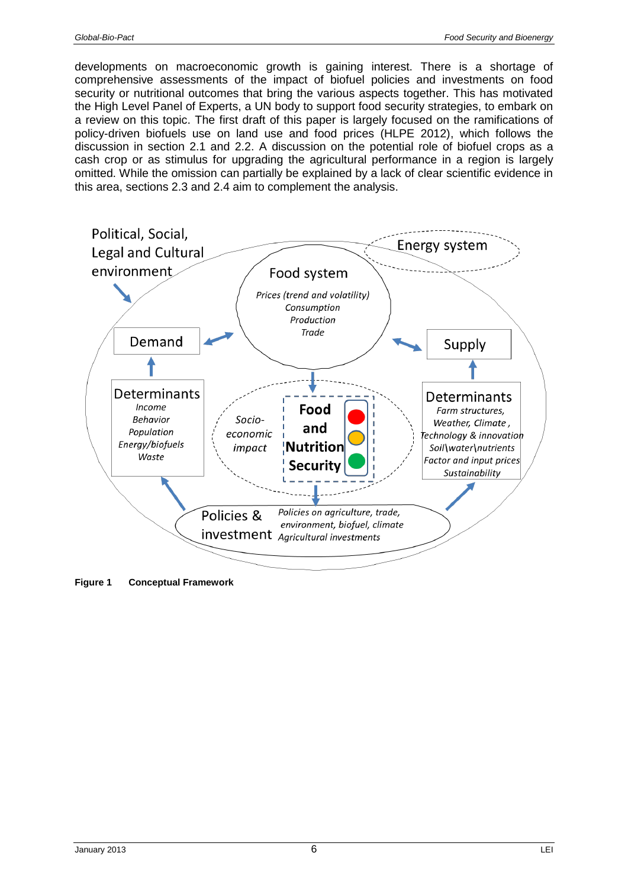developments on macroeconomic growth is gaining interest. There is a shortage of comprehensive assessments of the impact of biofuel policies and investments on food security or nutritional outcomes that bring the various aspects together. This has motivated the High Level Panel of Experts, a UN body to support food security strategies, to embark on a review on this topic. The first draft of this paper is largely focused on the ramifications of policy-driven biofuels use on land use and food prices (HLPE 2012), which follows the discussion in section 2.1 and 2.2. A discussion on the potential role of biofuel crops as a cash crop or as stimulus for upgrading the agricultural performance in a region is largely omitted. While the omission can partially be explained by a lack of clear scientific evidence in this area, sections 2.3 and 2.4 aim to complement the analysis.

**Figure 1 Conceptual Framework**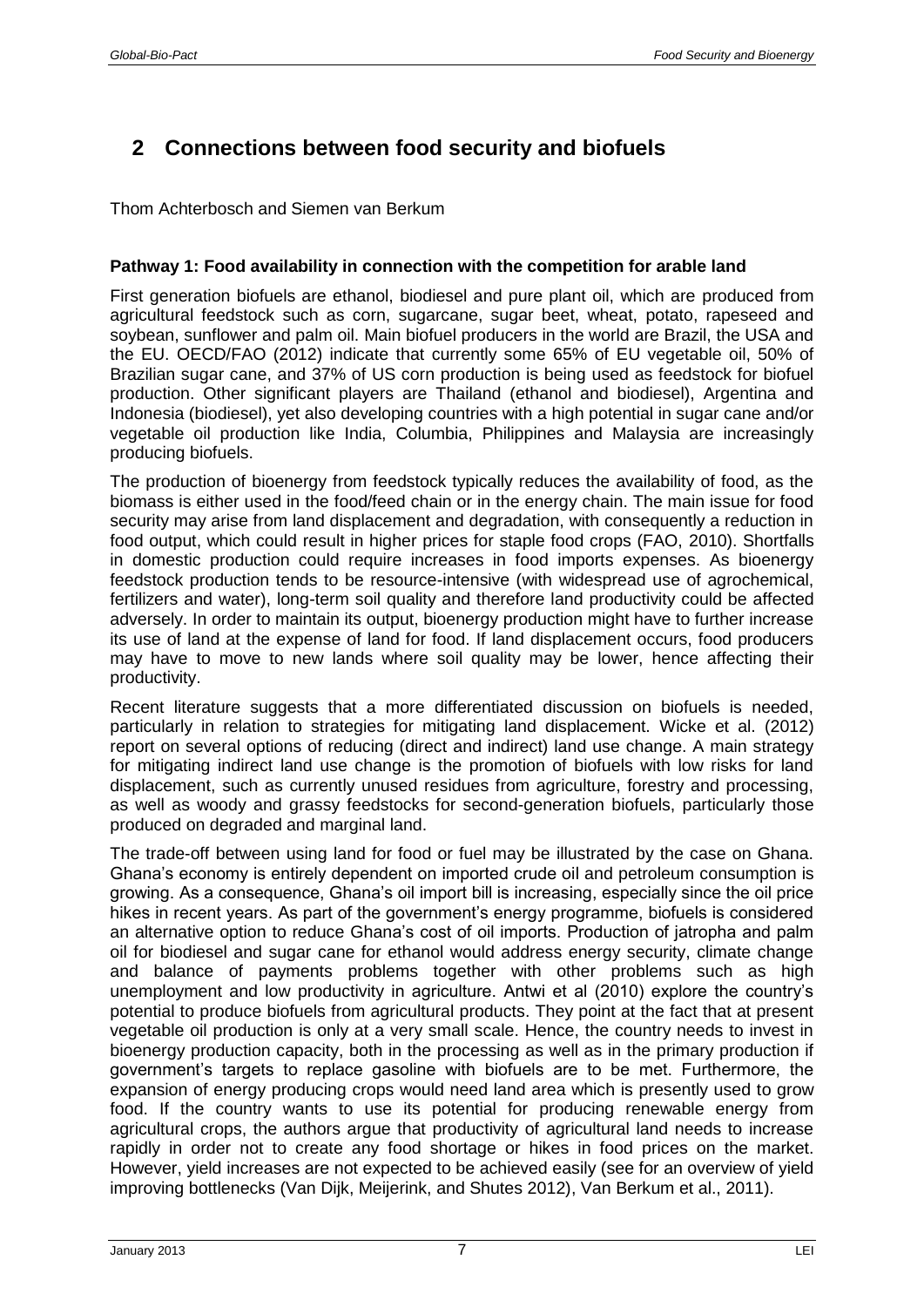## 2 Connections between food security and biofuels

Thom Achterbosch and Siemen van Berkum

**Pathway 1: Food availability in connection with the competition for arable land**

First generation biofuels are ethanol, biodiesel and pure plant oil, which are produced from agricultural feedstock such as corn, sugarcane, sugar beet, wheat, potato, rapeseed and soybean, sunflower and palm oil. Main biofuel producers in the world are Brazil, the USA and the EU. OECD/FAO (2012) indicate that currently some 65% of EU vegetable oil, 50% of Brazilian sugar cane, and 37% of US corn production is being used as feedstock for biofuel production. Other significant players are Thailand (ethanol and biodiesel), Argentina and Indonesia (biodiesel), yet also developing countries with a high potential in sugar cane and/or vegetable oil production like India, Columbia, Philippines and Malaysia are increasingly producing biofuels.

The production of bioenergy from feedstock typically reduces the availability of food, as the biomass is either used in the food/feed chain or in the energy chain. The main issue for food security may arise from land displacement and degradation, with consequently a reduction in food output, which could result in higher prices for staple food crops (FAO, 2010). Shortfalls in domestic production could require increases in food imports expenses. As bioenergy feedstock production tends to be resource-intensive (with widespread use of agrochemical, fertilizers and water), long-term soil quality and therefore land productivity could be affected adversely. In order to maintain its output, bioenergy production might have to further increase its use of land at the expense of land for food. If land displacement occurs, food producers may have to move to new lands where soil quality may be lower, hence affecting their productivity.

Recent literature suggests that a more differentiated discussion on biofuels is needed, particularly in relation to strategies for mitigating land displacement. Wicke et al. (2012) report on several options of reducing (direct and indirect) land use change. A main strategy for mitigating indirect land use change is the promotion of biofuels with low risks for land displacement, such as currently unused residues from agriculture, forestry and processing, as well as woody and grassy feedstocks for second-generation biofuels, particularly those produced on degraded and marginal land.

The trade-off between using land for food or fuel may be illustrated by the case on Ghana. Ghana's economy is entirely dependent on imported crude oil and petroleum consumption is growing. As a consequence, Ghana's oil import bill is increasing, especially since the oil price hikes in recent years. As part of the government's energy programme, biofuels is considered an alternative option to reduce Ghana's cost of oil imports. Production of jatropha and palm oil for biodiesel and sugar cane for ethanol would address energy security, climate change and balance of payments problems together with other problems such as high unemployment and low productivity in agriculture. Antwi et al (2010) explore the country's potential to produce biofuels from agricultural products. They point at the fact that at present vegetable oil production is only at a very small scale. Hence, the country needs to invest in bioenergy production capacity, both in the processing as well as in the primary production if government's targets to replace gasoline with biofuels are to be met. Furthermore, the expansion of energy producing crops would need land area which is presently used to grow food. If the country wants to use its potential for producing renewable energy from agricultural crops, the authors argue that productivity of agricultural land needs to increase rapidly in order not to create any food shortage or hikes in food prices on the market. However, yield increases are not expected to be achieved easily (see for an overview of yield improving bottlenecks (Van Dijk, Meijerink, and Shutes 2012), Van Berkum et al., 2011).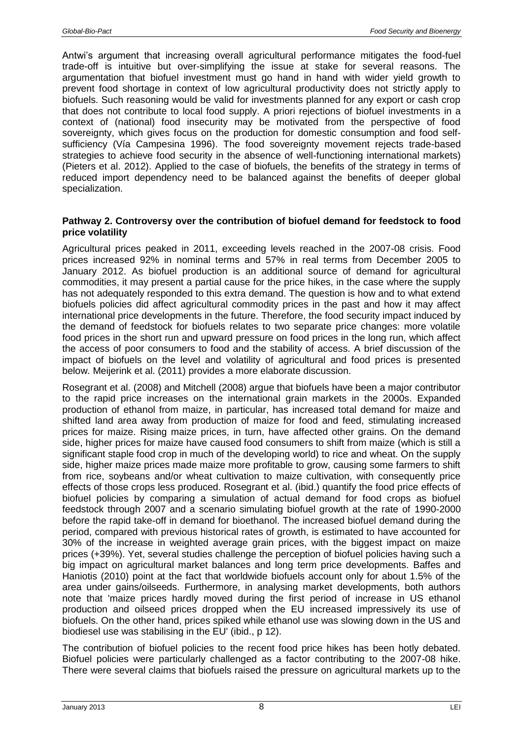Antwi's argument that increasing overall agricultural performance mitigates the food-fuel trade-off is intuitive but over-simplifying the issue at stake for several reasons. The argumentation that biofuel investment must go hand in hand with wider yield growth to prevent food shortage in context of low agricultural productivity does not strictly apply to biofuels. Such reasoning would be valid for investments planned for any export or cash crop that does not contribute to local food supply. A priori rejections of biofuel investments in a context of (national) food insecurity may be motivated from the perspective of food sovereignty, which gives focus on the production for domestic consumption and food self-sufficiency (Vía Campesina 1996). The food sovereignty movement rejects trade-based strategies to achieve food security in the absence of well-functioning international markets) (Pieters et al. 2012). Applied to the case of biofuels, the benefits of the strategy in terms of reduced import dependency need to be balanced against the benefits of deeper global specialization.

**Pathway 2. Controversy over the contribution of biofuel demand for feedstock to food price volatility**

Agricultural prices peaked in 2011, exceeding levels reached in the 2007-08 crisis. Food prices increased 92% in nominal terms and 57% in real terms from December 2005 to January 2012. As biofuel production is an additional source of demand for agricultural commodities, it may present a partial cause for the price hikes, in the case where the supply has not adequately responded to this extra demand. The question is how and to what extend biofuels policies did affect agricultural commodity prices in the past and how it may affect international price developments in the future. Therefore, the food security impact induced by the demand of feedstock for biofuels relates to two separate price changes: more volatile food prices in the short run and upward pressure on food prices in the long run, which affect the access of poor consumers to food and the stability of access. A brief discussion of the impact of biofuels on the level and volatility of agricultural and food prices is presented below. Meijerink et al. (2011) provides a more elaborate discussion.

Rosegrant et al. (2008) and Mitchell (2008) argue that biofuels have been a major contributor to the rapid price increases on the international grain markets in the 2000s. Expanded production of ethanol from maize, in particular, has increased total demand for maize and shifted land area away from production of maize for food and feed, stimulating increased prices for maize. Rising maize prices, in turn, have affected other grains. On the demand side, higher prices for maize have caused food consumers to shift from maize (which is still a significant staple food crop in much of the developing world) to rice and wheat. On the supply side, higher maize prices made maize more profitable to grow, causing some farmers to shift from rice, soybeans and/or wheat cultivation to maize cultivation, with consequently price effects of those crops less produced. Rosegrant et al. (ibid.) quantify the food price effects of biofuel policies by comparing a simulation of actual demand for food crops as biofuel feedstock through 2007 and a scenario simulating biofuel growth at the rate of 1990-2000 before the rapid take-off in demand for bioethanol. The increased biofuel demand during the period, compared with previous historical rates of growth, is estimated to have accounted for 30% of the increase in weighted average grain prices, with the biggest impact on maize prices (+39%). Yet, several studies challenge the perception of biofuel policies having such a big impact on agricultural market balances and long term price developments. Baffes and Haniotis (2010) point at the fact that worldwide biofuels account only for about 1.5% of the area under gains/oilseeds. Furthermore, in analysing market developments, both authors note that 'maize prices hardly moved during the first period of increase in US ethanol production and oilseed prices dropped when the EU increased impressively its use of biofuels. On the other hand, prices spiked while ethanol use was slowing down in the US and biodiesel use was stabilising in the EU' (ibid., p 12).

The contribution of biofuel policies to the recent food price hikes has been hotly debated. Biofuel policies were particularly challenged as a factor contributing to the 2007-08 hike. There were several claims that biofuels raised the pressure on agricultural markets up to the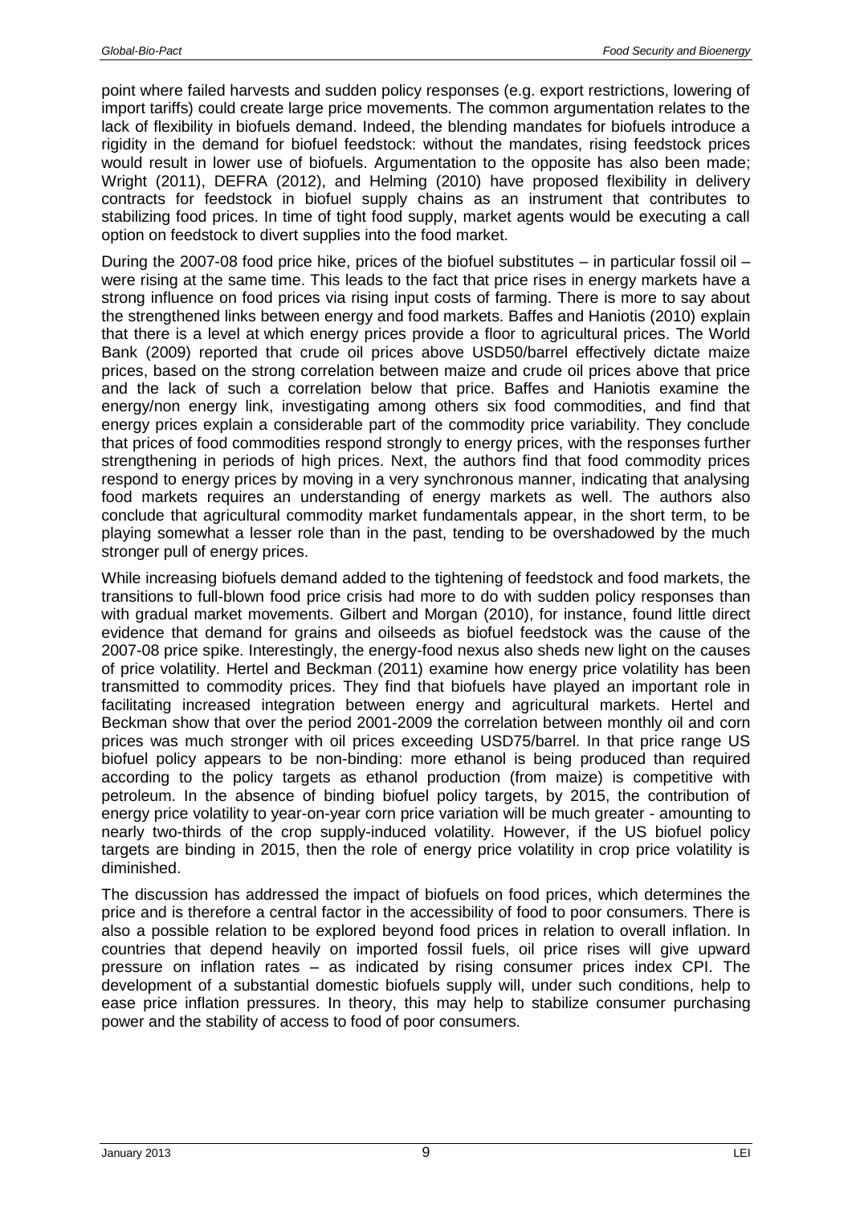point where failed harvests and sudden policy responses (e.g. export restrictions, lowering of import tariffs) could create large price movements. The common argumentation relates to the lack of flexibility in biofuels demand. Indeed, the blending mandates for biofuels introduce a rigidity in the demand for biofuel feedstock: without the mandates, rising feedstock prices would result in lower use of biofuels. Argumentation to the opposite has also been made; Wright (2011), DEFRA (2012), and Helming (2010) have proposed flexibility in delivery contracts for feedstock in biofuel supply chains as an instrument that contributes to stabilizing food prices. In time of tight food supply, market agents would be executing a call option on feedstock to divert supplies into the food market.

During the 2007-08 food price hike, prices of the biofuel substitutes – in particular fossil oil – were rising at the same time. This leads to the fact that price rises in energy markets have a strong influence on food prices via rising input costs of farming. There is more to say about the strengthened links between energy and food markets. Baffes and Haniotis (2010) explain that there is a level at which energy prices provide a floor to agricultural prices. The World Bank (2009) reported that crude oil prices above USD50/barrel effectively dictate maize prices, based on the strong correlation between maize and crude oil prices above that price and the lack of such a correlation below that price. Baffes and Haniotis examine the energy/non energy link, investigating among others six food commodities, and find that energy prices explain a considerable part of the commodity price variability. They conclude that prices of food commodities respond strongly to energy prices, with the responses further strengthening in periods of high prices. Next, the authors find that food commodity prices respond to energy prices by moving in a very synchronous manner, indicating that analysing food markets requires an understanding of energy markets as well. The authors also conclude that agricultural commodity market fundamentals appear, in the short term, to be playing somewhat a lesser role than in the past, tending to be overshadowed by the much stronger pull of energy prices.

While increasing biofuels demand added to the tightening of feedstock and food markets, the transitions to full-blown food price crisis had more to do with sudden policy responses than with gradual market movements. Gilbert and Morgan (2010), for instance, found little direct evidence that demand for grains and oilseeds as biofuel feedstock was the cause of the 2007-08 price spike. Interestingly, the energy-food nexus also sheds new light on the causes of price volatility. Hertel and Beckman (2011) examine how energy price volatility has been transmitted to commodity prices. They find that biofuels have played an important role in facilitating increased integration between energy and agricultural markets. Hertel and Beckman show that over the period 2001-2009 the correlation between monthly oil and corn prices was much stronger with oil prices exceeding USD75/barrel. In that price range US biofuel policy appears to be non-binding: more ethanol is being produced than required according to the policy targets as ethanol production (from maize) is competitive with petroleum. In the absence of binding biofuel policy targets, by 2015, the contribution of energy price volatility to year-on-year corn price variation will be much greater - amounting to nearly two-thirds of the crop supply-induced volatility. However, if the US biofuel policy targets are binding in 2015, then the role of energy price volatility in crop price volatility is diminished.

The discussion has addressed the impact of biofuels on food prices, which determines the price and is therefore a central factor in the accessibility of food to poor consumers. There is also a possible relation to be explored beyond food prices in relation to overall inflation. In countries that depend heavily on imported fossil fuels, oil price rises will give upward pressure on inflation rates – as indicated by rising consumer prices index CPI. The development of a substantial domestic biofuels supply will, under such conditions, help to ease price inflation pressures. In theory, this may help to stabilize consumer purchasing power and the stability of access to food of poor consumers.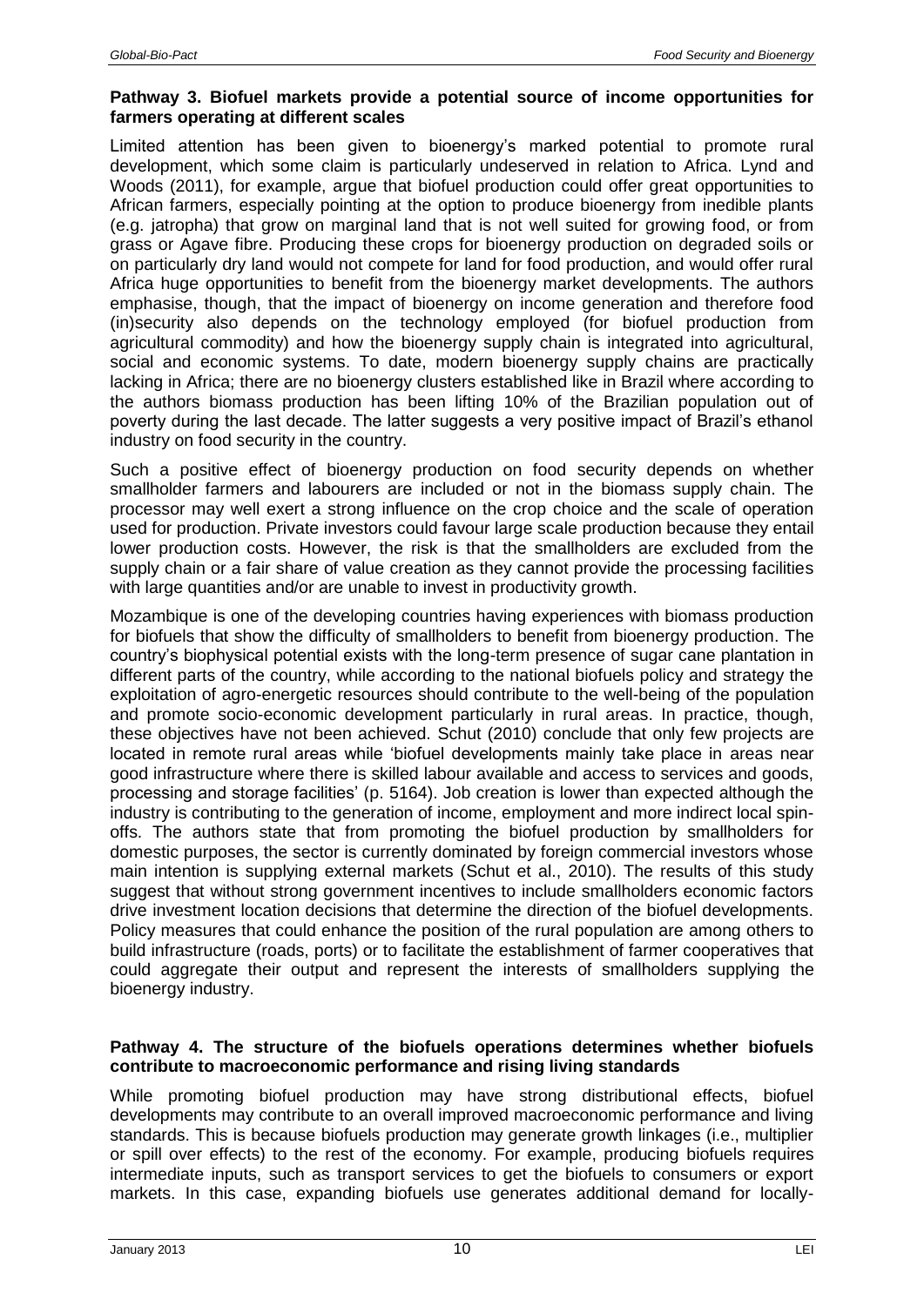**Pathway 3. Biofuel markets provide a potential source of income opportunities for farmers operating at different scales**

Limited attention has been given to bioenergy's marked potential to promote rural development, which some claim is particularly undeserved in relation to Africa. Lynd and Woods (2011), for example, argue that biofuel production could offer great opportunities to African farmers, especially pointing at the option to produce bioenergy from inedible plants (e.g. jatropha) that grow on marginal land that is not well suited for growing food, or from grass or Agave fibre. Producing these crops for bioenergy production on degraded soils or on particularly dry land would not compete for land for food production, and would offer rural Africa huge opportunities to benefit from the bioenergy market developments. The authors emphasise, though, that the impact of bioenergy on income generation and therefore food (in)security also depends on the technology employed (for biofuel production from agricultural commodity) and how the bioenergy supply chain is integrated into agricultural, social and economic systems. To date, modern bioenergy supply chains are practically lacking in Africa; there are no bioenergy clusters established like in Brazil where according to the authors biomass production has been lifting 10% of the Brazilian population out of poverty during the last decade. The latter suggests a very positive impact of Brazil's ethanol industry on food security in the country.

Such a positive effect of bioenergy production on food security depends on whether smallholder farmers and labourers are included or not in the biomass supply chain. The processor may well exert a strong influence on the crop choice and the scale of operation used for production. Private investors could favour large scale production because they entail lower production costs. However, the risk is that the smallholders are excluded from the supply chain or a fair share of value creation as they cannot provide the processing facilities with large quantities and/or are unable to invest in productivity growth.

Mozambique is one of the developing countries having experiences with biomass production for biofuels that show the difficulty of smallholders to benefit from bioenergy production. The country's biophysical potential exists with the long-term presence of sugar cane plantation in different parts of the country, while according to the national biofuels policy and strategy the exploitation of agro-energetic resources should contribute to the well-being of the population and promote socio-economic development particularly in rural areas. In practice, though, these objectives have not been achieved. Schut (2010) conclude that only few projects are located in remote rural areas while 'biofuel developments mainly take place in areas near good infrastructure where there is skilled labour available and access to services and goods, processing and storage facilities' (p. 5164). Job creation is lower than expected although the industry is contributing to the generation of income, employment and more indirect local spin-offs. The authors state that from promoting the biofuel production by smallholders for domestic purposes, the sector is currently dominated by foreign commercial investors whose main intention is supplying external markets (Schut et al., 2010). The results of this study suggest that without strong government incentives to include smallholders economic factors drive investment location decisions that determine the direction of the biofuel developments. Policy measures that could enhance the position of the rural population are among others to build infrastructure (roads, ports) or to facilitate the establishment of farmer cooperatives that could aggregate their output and represent the interests of smallholders supplying the bioenergy industry.

**Pathway 4. The structure of the biofuels operations determines whether biofuels contribute to macroeconomic performance and rising living standards**

While promoting biofuel production may have strong distributional effects, biofuel developments may contribute to an overall improved macroeconomic performance and living standards. This is because biofuels production may generate growth linkages (i.e., multiplier or spill over effects) to the rest of the economy. For example, producing biofuels requires intermediate inputs, such as transport services to get the biofuels to consumers or export markets. In this case, expanding biofuels use generates additional demand for locally-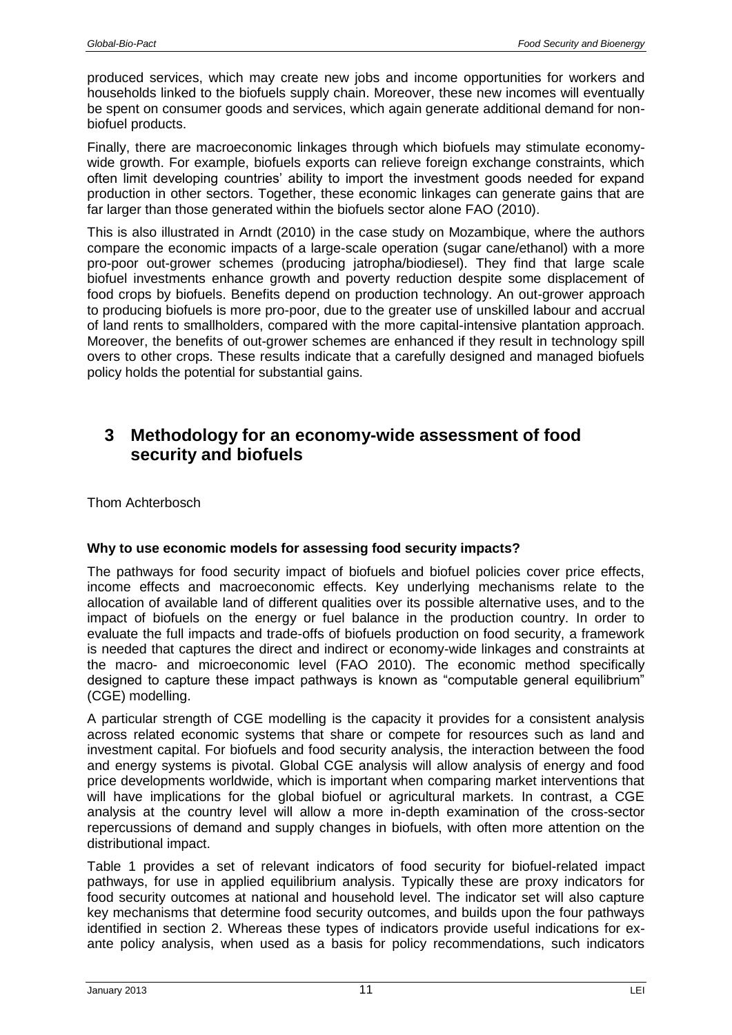produced services, which may create new jobs and income opportunities for workers and households linked to the biofuels supply chain. Moreover, these new incomes will eventually be spent on consumer goods and services, which again generate additional demand for non-biofuel products.

Finally, there are macroeconomic linkages through which biofuels may stimulate economy-wide growth. For example, biofuels exports can relieve foreign exchange constraints, which often limit developing countries' ability to import the investment goods needed for expand production in other sectors. Together, these economic linkages can generate gains that are far larger than those generated within the biofuels sector alone FAO (2010).

This is also illustrated in Arndt (2010) in the case study on Mozambique, where the authors compare the economic impacts of a large-scale operation (sugar cane/ethanol) with a more pro-poor out-grower schemes (producing jatropha/biodiesel). They find that large scale biofuel investments enhance growth and poverty reduction despite some displacement of food crops by biofuels. Benefits depend on production technology. An out-grower approach to producing biofuels is more pro-poor, due to the greater use of unskilled labour and accrual of land rents to smallholders, compared with the more capital-intensive plantation approach. Moreover, the benefits of out-grower schemes are enhanced if they result in technology spill overs to other crops. These results indicate that a carefully designed and managed biofuels policy holds the potential for substantial gains.

# 3 Methodology for an economy-wide assessment of food security and biofuels

Thom Achterbosch

**Why to use economic models for assessing food security impacts?**

The pathways for food security impact of biofuels and biofuel policies cover price effects, income effects and macroeconomic effects. Key underlying mechanisms relate to the allocation of available land of different qualities over its possible alternative uses, and to the impact of biofuels on the energy or fuel balance in the production country. In order to evaluate the full impacts and trade-offs of biofuels production on food security, a framework is needed that captures the direct and indirect or economy-wide linkages and constraints at the macro- and microeconomic level (FAO 2010). The economic method specifically designed to capture these impact pathways is known as "computable general equilibrium" (CGE) modelling.

A particular strength of CGE modelling is the capacity it provides for a consistent analysis across related economic systems that share or compete for resources such as land and investment capital. For biofuels and food security analysis, the interaction between the food and energy systems is pivotal. Global CGE analysis will allow analysis of energy and food price developments worldwide, which is important when comparing market interventions that will have implications for the global biofuel or agricultural markets. In contrast, a CGE analysis at the country level will allow a more in-depth examination of the cross-sector repercussions of demand and supply changes in biofuels, with often more attention on the distributional impact.

Table 1 provides a set of relevant indicators of food security for biofuel-related impact pathways, for use in applied equilibrium analysis. Typically these are proxy indicators for food security outcomes at national and household level. The indicator set will also capture key mechanisms that determine food security outcomes, and builds upon the four pathways identified in section 2. Whereas these types of indicators provide useful indications for ex-ante policy analysis, when used as a basis for policy recommendations, such indicators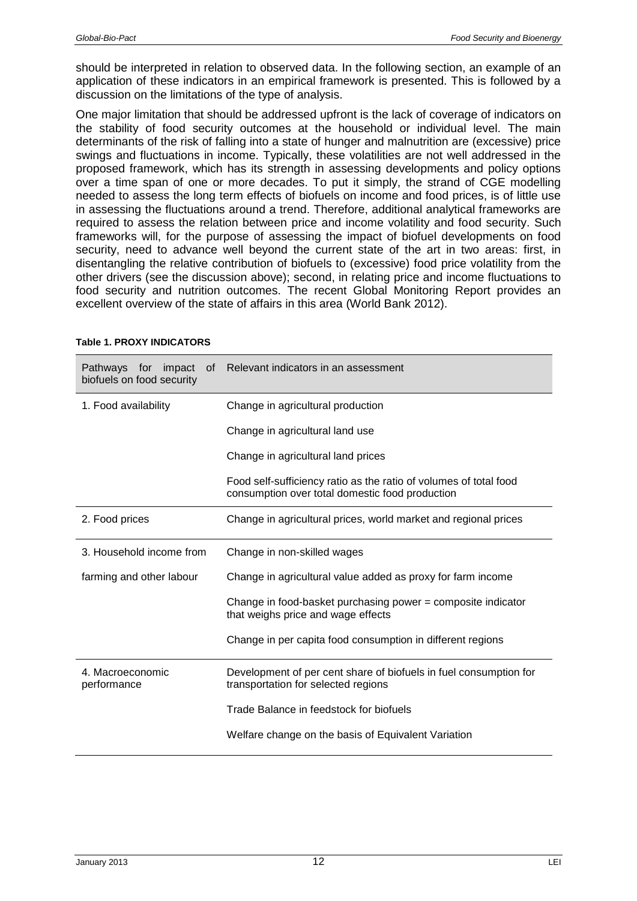should be interpreted in relation to observed data. In the following section, an example of an application of these indicators in an empirical framework is presented. This is followed by a discussion on the limitations of the type of analysis.

One major limitation that should be addressed upfront is the lack of coverage of indicators on the stability of food security outcomes at the household or individual level. The main determinants of the risk of falling into a state of hunger and malnutrition are (excessive) price swings and fluctuations in income. Typically, these volatilities are not well addressed in the proposed framework, which has its strength in assessing developments and policy options over a time span of one or more decades. To put it simply, the strand of CGE modelling needed to assess the long term effects of biofuels on income and food prices, is of little use in assessing the fluctuations around a trend. Therefore, additional analytical frameworks are required to assess the relation between price and income volatility and food security. Such frameworks will, for the purpose of assessing the impact of biofuel developments on food security, need to advance well beyond the current state of the art in two areas: first, in disentangling the relative contribution of biofuels to (excessive) food price volatility from the other drivers (see the discussion above); second, in relating price and income fluctuations to food security and nutrition outcomes. The recent Global Monitoring Report provides an excellent overview of the state of affairs in this area (World Bank 2012).

**Table 1. PROXY INDICATORS**

| Pathways for impact of biofuels on food security | Relevant indicators in an assessment |
|---|---|
| 1. Food availability | Change in agricultural production |
| | Change in agricultural land use |
| | Change in agricultural land prices |
| | Food self-sufficiency ratio as the ratio of volumes of total food consumption over total domestic food production |
| 2. Food prices | Change in agricultural prices, world market and regional prices |
| 3. Household income from farming and other labour | Change in non-skilled wages |
| | Change in agricultural value added as proxy for farm income |
| | Change in food-basket purchasing power = composite indicator that weighs price and wage effects |
| | Change in per capita food consumption in different regions |
| 4. Macroeconomic performance | Development of per cent share of biofuels in fuel consumption for transportation for selected regions |
| | Trade Balance in feedstock for biofuels |
| | Welfare change on the basis of Equivalent Variation |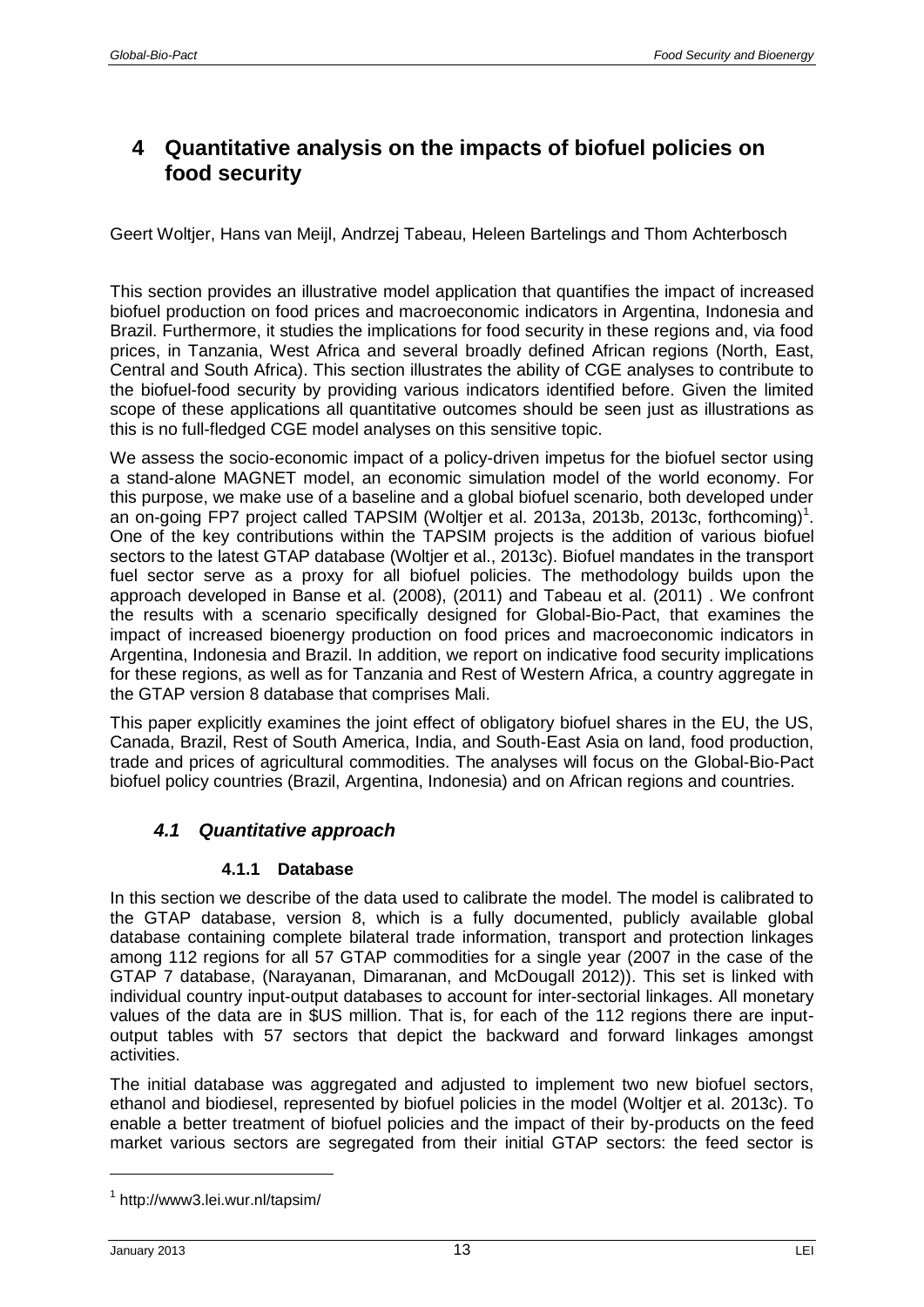# 4 Quantitative analysis on the impacts of biofuel policies on food security

Geert Woltjer, Hans van Meijl, Andrzej Tabeau, Heleen Bartelings and Thom Achterbosch

This section provides an illustrative model application that quantifies the impact of increased biofuel production on food prices and macroeconomic indicators in Argentina, Indonesia and Brazil. Furthermore, it studies the implications for food security in these regions and, via food prices, in Tanzania, West Africa and several broadly defined African regions (North, East, Central and South Africa). This section illustrates the ability of CGE analyses to contribute to the biofuel-food security by providing various indicators identified before. Given the limited scope of these applications all quantitative outcomes should be seen just as illustrations as this is no full-fledged CGE model analyses on this sensitive topic.

We assess the socio-economic impact of a policy-driven impetus for the biofuel sector using a stand-alone MAGNET model, an economic simulation model of the world economy. For this purpose, we make use of a baseline and a global biofuel scenario, both developed under an on-going FP7 project called TAPSIM (Woltjer et al. 2013a, 2013b, 2013c, forthcoming)[1]. One of the key contributions within the TAPSIM projects is the addition of various biofuel sectors to the latest GTAP database (Woltjer et al., 2013c). Biofuel mandates in the transport fuel sector serve as a proxy for all biofuel policies. The methodology builds upon the approach developed in Banse et al. (2008), (2011) and Tabeau et al. (2011) . We confront the results with a scenario specifically designed for Global-Bio-Pact, that examines the impact of increased bioenergy production on food prices and macroeconomic indicators in Argentina, Indonesia and Brazil. In addition, we report on indicative food security implications for these regions, as well as for Tanzania and Rest of Western Africa, a country aggregate in the GTAP version 8 database that comprises Mali.

This paper explicitly examines the joint effect of obligatory biofuel shares in the EU, the US, Canada, Brazil, Rest of South America, India, and South-East Asia on land, food production, trade and prices of agricultural commodities. The analyses will focus on the Global-Bio-Pact biofuel policy countries (Brazil, Argentina, Indonesia) and on African regions and countries.

## *4.1 Quantitative approach*

### 4.1.1 Database

In this section we describe of the data used to calibrate the model. The model is calibrated to the GTAP database, version 8, which is a fully documented, publicly available global database containing complete bilateral trade information, transport and protection linkages among 112 regions for all 57 GTAP commodities for a single year (2007 in the case of the GTAP 7 database, (Narayanan, Dimaranan, and McDougall 2012)). This set is linked with individual country input-output databases to account for inter-sectorial linkages. All monetary values of the data are in $US million. That is, for each of the 112 regions there are input-output tables with 57 sectors that depict the backward and forward linkages amongst activities.

The initial database was aggregated and adjusted to implement two new biofuel sectors, ethanol and biodiesel, represented by biofuel policies in the model (Woltjer et al. 2013c). To enable a better treatment of biofuel policies and the impact of their by-products on the feed market various sectors are segregated from their initial GTAP sectors: the feed sector is

[1] http://www3.lei.wur.nl/tapsim/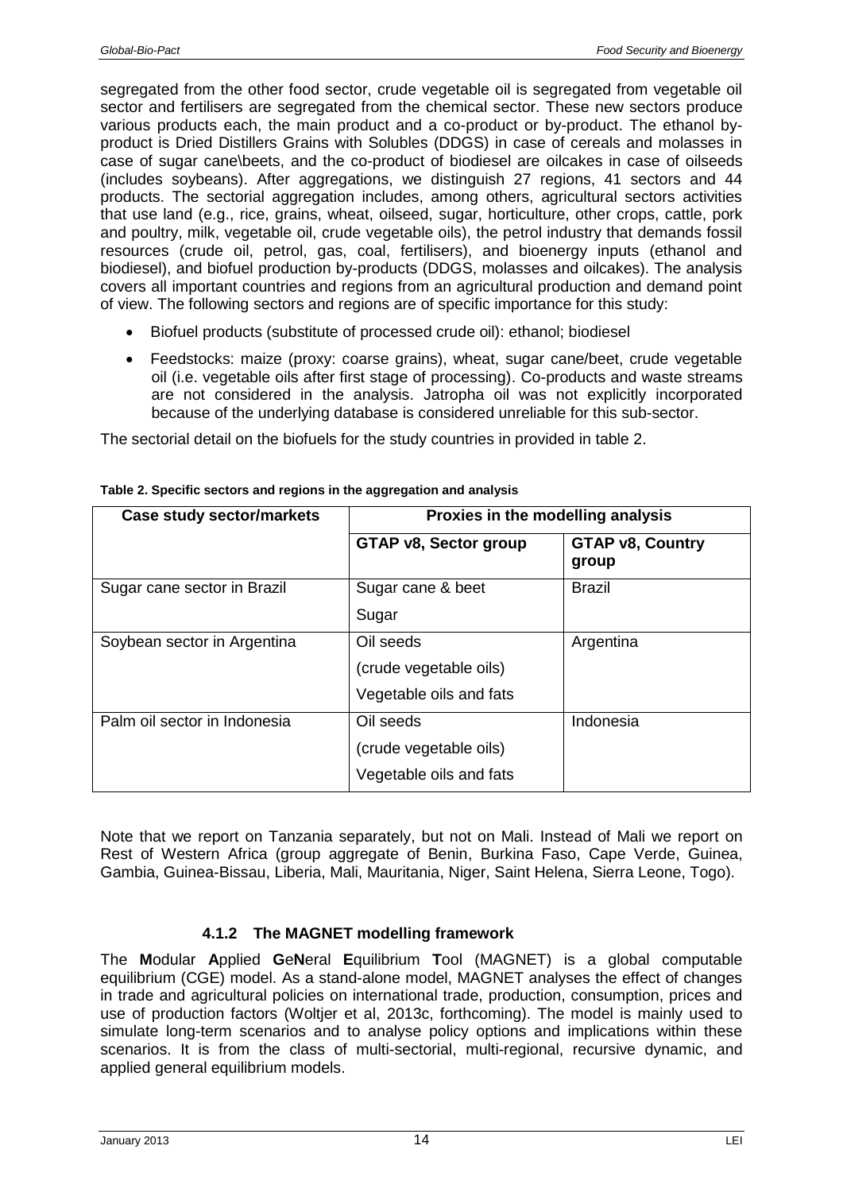segregated from the other food sector, crude vegetable oil is segregated from vegetable oil sector and fertilisers are segregated from the chemical sector. These new sectors produce various products each, the main product and a co-product or by-product. The ethanol by-product is Dried Distillers Grains with Solubles (DDGS) in case of cereals and molasses in case of sugar cane\beets, and the co-product of biodiesel are oilcakes in case of oilseeds (includes soybeans). After aggregations, we distinguish 27 regions, 41 sectors and 44 products. The sectorial aggregation includes, among others, agricultural sectors activities that use land (e.g., rice, grains, wheat, oilseed, sugar, horticulture, other crops, cattle, pork and poultry, milk, vegetable oil, crude vegetable oils), the petrol industry that demands fossil resources (crude oil, petrol, gas, coal, fertilisers), and bioenergy inputs (ethanol and biodiesel), and biofuel production by-products (DDGS, molasses and oilcakes). The analysis covers all important countries and regions from an agricultural production and demand point of view. The following sectors and regions are of specific importance for this study:

- Biofuel products (substitute of processed crude oil): ethanol; biodiesel
- Feedstocks: maize (proxy: coarse grains), wheat, sugar cane/beet, crude vegetable oil (i.e. vegetable oils after first stage of processing). Co-products and waste streams are not considered in the analysis. Jatropha oil was not explicitly incorporated because of the underlying database is considered unreliable for this sub-sector.

The sectorial detail on the biofuels for the study countries in provided in table 2.

**Table 2. Specific sectors and regions in the aggregation and analysis**

| Case study sector/markets | Proxies in the modelling analysis | |
|---|---|---|
| | **GTAP v8, Sector group** | **GTAP v8, Country group** |
| Sugar cane sector in Brazil | Sugar cane & beet<br>Sugar | Brazil |
| Soybean sector in Argentina | Oil seeds<br>(crude vegetable oils)<br>Vegetable oils and fats | Argentina |
| Palm oil sector in Indonesia | Oil seeds<br>(crude vegetable oils)<br>Vegetable oils and fats | Indonesia |

Note that we report on Tanzania separately, but not on Mali. Instead of Mali we report on Rest of Western Africa (group aggregate of Benin, Burkina Faso, Cape Verde, Guinea, Gambia, Guinea-Bissau, Liberia, Mali, Mauritania, Niger, Saint Helena, Sierra Leone, Togo).

### 4.1.2 The MAGNET modelling framework

The **M**odular **A**pplied **G**e**N**eral **E**quilibrium **T**ool (MAGNET) is a global computable equilibrium (CGE) model. As a stand-alone model, MAGNET analyses the effect of changes in trade and agricultural policies on international trade, production, consumption, prices and use of production factors (Woltjer et al, 2013c, forthcoming). The model is mainly used to simulate long-term scenarios and to analyse policy options and implications within these scenarios. It is from the class of multi-sectorial, multi-regional, recursive dynamic, and applied general equilibrium models.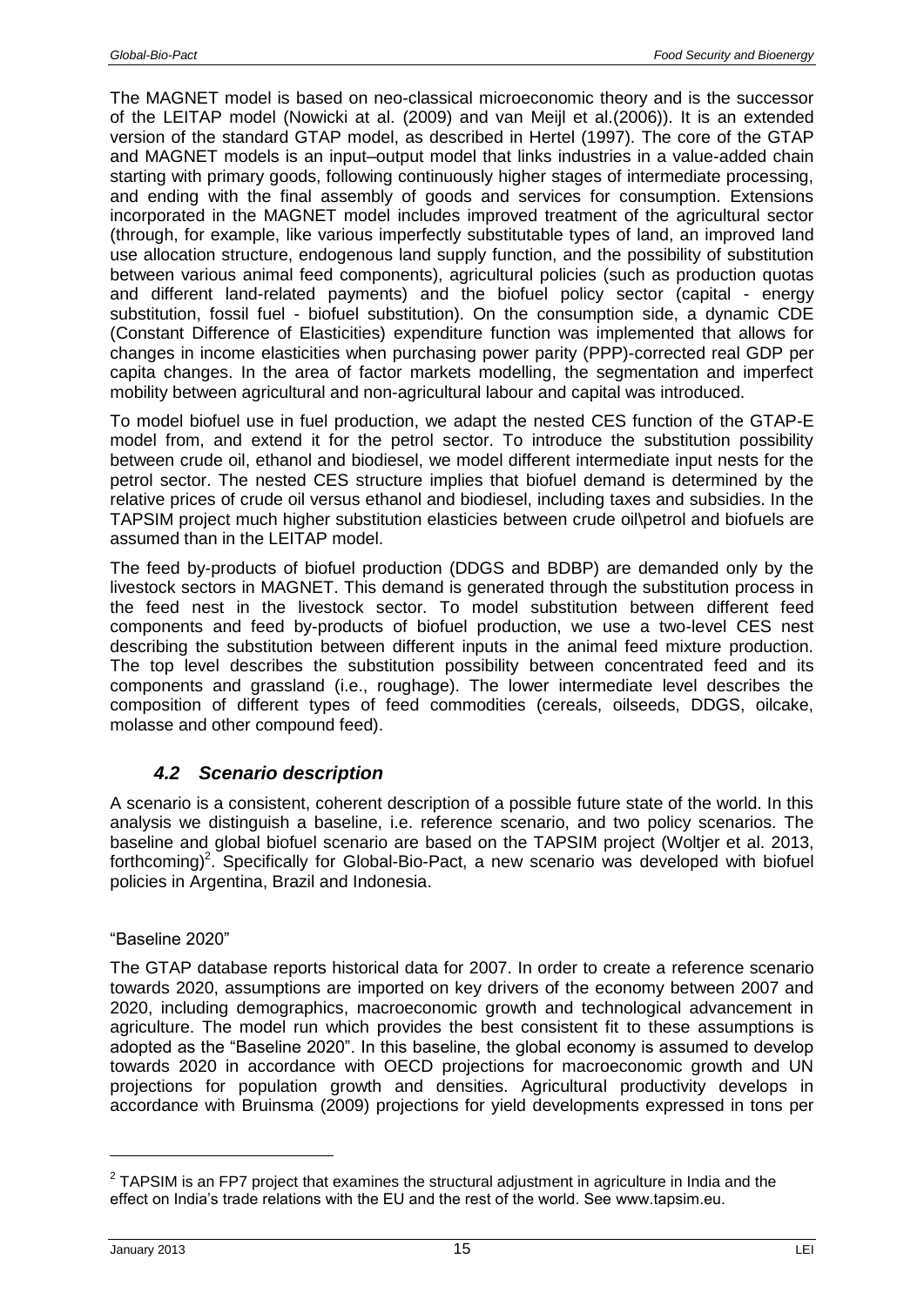The MAGNET model is based on neo-classical microeconomic theory and is the successor of the LEITAP model (Nowicki at al. (2009) and van Meijl et al.(2006)). It is an extended version of the standard GTAP model, as described in Hertel (1997). The core of the GTAP and MAGNET models is an input–output model that links industries in a value-added chain starting with primary goods, following continuously higher stages of intermediate processing, and ending with the final assembly of goods and services for consumption. Extensions incorporated in the MAGNET model includes improved treatment of the agricultural sector (through, for example, like various imperfectly substitutable types of land, an improved land use allocation structure, endogenous land supply function, and the possibility of substitution between various animal feed components), agricultural policies (such as production quotas and different land-related payments) and the biofuel policy sector (capital - energy substitution, fossil fuel - biofuel substitution). On the consumption side, a dynamic CDE (Constant Difference of Elasticities) expenditure function was implemented that allows for changes in income elasticities when purchasing power parity (PPP)-corrected real GDP per capita changes. In the area of factor markets modelling, the segmentation and imperfect mobility between agricultural and non-agricultural labour and capital was introduced.

To model biofuel use in fuel production, we adapt the nested CES function of the GTAP-E model from, and extend it for the petrol sector. To introduce the substitution possibility between crude oil, ethanol and biodiesel, we model different intermediate input nests for the petrol sector. The nested CES structure implies that biofuel demand is determined by the relative prices of crude oil versus ethanol and biodiesel, including taxes and subsidies. In the TAPSIM project much higher substitution elasticies between crude oil\petrol and biofuels are assumed than in the LEITAP model.

The feed by-products of biofuel production (DDGS and BDBP) are demanded only by the livestock sectors in MAGNET. This demand is generated through the substitution process in the feed nest in the livestock sector. To model substitution between different feed components and feed by-products of biofuel production, we use a two-level CES nest describing the substitution between different inputs in the animal feed mixture production. The top level describes the substitution possibility between concentrated feed and its components and grassland (i.e., roughage). The lower intermediate level describes the composition of different types of feed commodities (cereals, oilseeds, DDGS, oilcake, molasse and other compound feed).

## *4.2 Scenario description*

A scenario is a consistent, coherent description of a possible future state of the world. In this analysis we distinguish a baseline, i.e. reference scenario, and two policy scenarios. The baseline and global biofuel scenario are based on the TAPSIM project (Woltjer et al. 2013, forthcoming)[2]. Specifically for Global-Bio-Pact, a new scenario was developed with biofuel policies in Argentina, Brazil and Indonesia.

"Baseline 2020"

The GTAP database reports historical data for 2007. In order to create a reference scenario towards 2020, assumptions are imported on key drivers of the economy between 2007 and 2020, including demographics, macroeconomic growth and technological advancement in agriculture. The model run which provides the best consistent fit to these assumptions is adopted as the "Baseline 2020". In this baseline, the global economy is assumed to develop towards 2020 in accordance with OECD projections for macroeconomic growth and UN projections for population growth and densities. Agricultural productivity develops in accordance with Bruinsma (2009) projections for yield developments expressed in tons per

[2] TAPSIM is an FP7 project that examines the structural adjustment in agriculture in India and the effect on India's trade relations with the EU and the rest of the world. See www.tapsim.eu.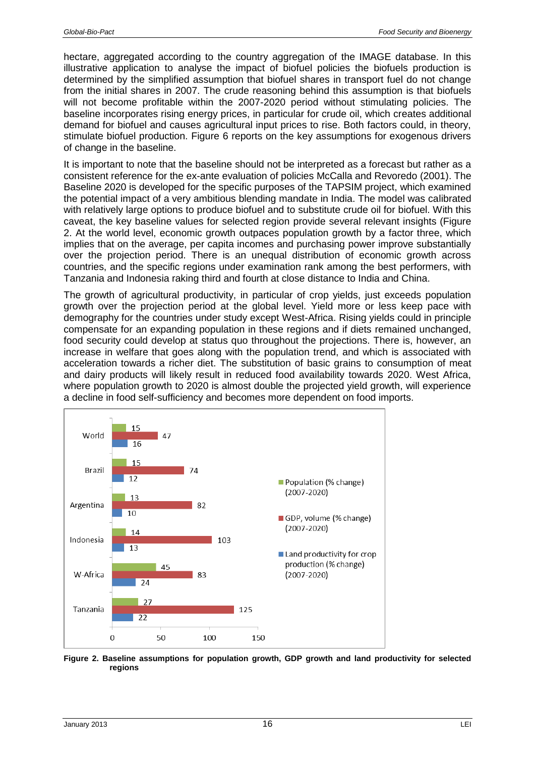hectare, aggregated according to the country aggregation of the IMAGE database. In this illustrative application to analyse the impact of biofuel policies the biofuels production is determined by the simplified assumption that biofuel shares in transport fuel do not change from the initial shares in 2007. The crude reasoning behind this assumption is that biofuels will not become profitable within the 2007-2020 period without stimulating policies. The baseline incorporates rising energy prices, in particular for crude oil, which creates additional demand for biofuel and causes agricultural input prices to rise. Both factors could, in theory, stimulate biofuel production. Figure 6 reports on the key assumptions for exogenous drivers of change in the baseline.

It is important to note that the baseline should not be interpreted as a forecast but rather as a consistent reference for the ex-ante evaluation of policies McCalla and Revoredo (2001). The Baseline 2020 is developed for the specific purposes of the TAPSIM project, which examined the potential impact of a very ambitious blending mandate in India. The model was calibrated with relatively large options to produce biofuel and to substitute crude oil for biofuel. With this caveat, the key baseline values for selected region provide several relevant insights (Figure 2. At the world level, economic growth outpaces population growth by a factor three, which implies that on the average, per capita incomes and purchasing power improve substantially over the projection period. There is an unequal distribution of economic growth across countries, and the specific regions under examination rank among the best performers, with Tanzania and Indonesia raking third and fourth at close distance to India and China.

The growth of agricultural productivity, in particular of crop yields, just exceeds population growth over the projection period at the global level. Yield more or less keep pace with demography for the countries under study except West-Africa. Rising yields could in principle compensate for an expanding population in these regions and if diets remained unchanged, food security could develop at status quo throughout the projections. There is, however, an increase in welfare that goes along with the population trend, and which is associated with acceleration towards a richer diet. The substitution of basic grains to consumption of meat and dairy products will likely result in reduced food availability towards 2020. West Africa, where population growth to 2020 is almost double the projected yield growth, will experience a decline in food self-sufficiency and becomes more dependent on food imports.

| | Population (% change) (2007-2020) | GDP, volume (% change) (2007-2020) | Land productivity for crop production (% change) (2007-2020) |
|---|---|---|---|
| World | 15 | 47 | 16 |
| Brazil | 15 | 74 | 12 |
| Argentina | 13 | 82 | 10 |
| Indonesia | 14 | 103 | 13 |
| W-Africa | 45 | 83 | 24 |
| Tanzania | 27 | 125 | 22 |

**Figure 2. Baseline assumptions for population growth, GDP growth and land productivity for selected regions**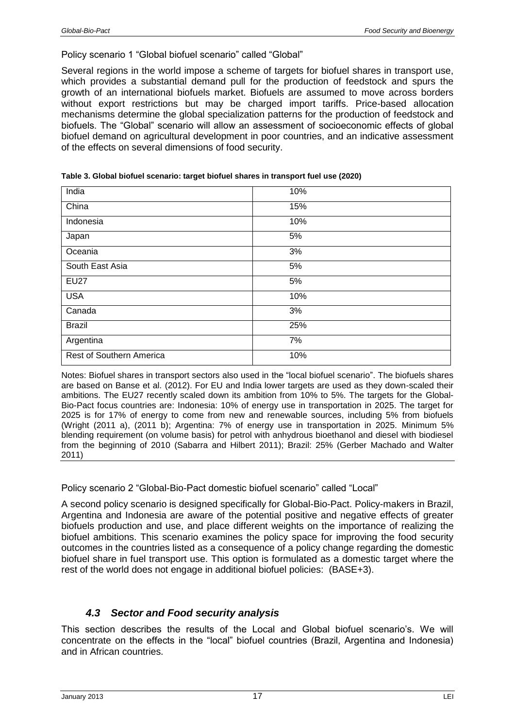Policy scenario 1 "Global biofuel scenario" called "Global"

Several regions in the world impose a scheme of targets for biofuel shares in transport use, which provides a substantial demand pull for the production of feedstock and spurs the growth of an international biofuels market. Biofuels are assumed to move across borders without export restrictions but may be charged import tariffs. Price-based allocation mechanisms determine the global specialization patterns for the production of feedstock and biofuels. The "Global" scenario will allow an assessment of socioeconomic effects of global biofuel demand on agricultural development in poor countries, and an indicative assessment of the effects on several dimensions of food security.

**Table 3. Global biofuel scenario: target biofuel shares in transport fuel use (2020)**

| | |
|---|---|
| India | 10% |
| China | 15% |
| Indonesia | 10% |
| Japan | 5% |
| Oceania | 3% |
| South East Asia | 5% |
| EU27 | 5% |
| USA | 10% |
| Canada | 3% |
| Brazil | 25% |
| Argentina | 7% |
| Rest of Southern America | 10% |

Notes: Biofuel shares in transport sectors also used in the "local biofuel scenario". The biofuels shares are based on Banse et al. (2012). For EU and India lower targets are used as they down-scaled their ambitions. The EU27 recently scaled down its ambition from 10% to 5%. The targets for the Global-Bio-Pact focus countries are: Indonesia: 10% of energy use in transportation in 2025. The target for 2025 is for 17% of energy to come from new and renewable sources, including 5% from biofuels (Wright (2011 a), (2011 b); Argentina: 7% of energy use in transportation in 2025. Minimum 5% blending requirement (on volume basis) for petrol with anhydrous bioethanol and diesel with biodiesel from the beginning of 2010 (Sabarra and Hilbert 2011); Brazil: 25% (Gerber Machado and Walter 2011)

Policy scenario 2 "Global-Bio-Pact domestic biofuel scenario" called "Local"

A second policy scenario is designed specifically for Global-Bio-Pact. Policy-makers in Brazil, Argentina and Indonesia are aware of the potential positive and negative effects of greater biofuels production and use, and place different weights on the importance of realizing the biofuel ambitions. This scenario examines the policy space for improving the food security outcomes in the countries listed as a consequence of a policy change regarding the domestic biofuel share in fuel transport use. This option is formulated as a domestic target where the rest of the world does not engage in additional biofuel policies: (BASE+3).

### *4.3 Sector and Food security analysis*

This section describes the results of the Local and Global biofuel scenario's. We will concentrate on the effects in the "local" biofuel countries (Brazil, Argentina and Indonesia) and in African countries.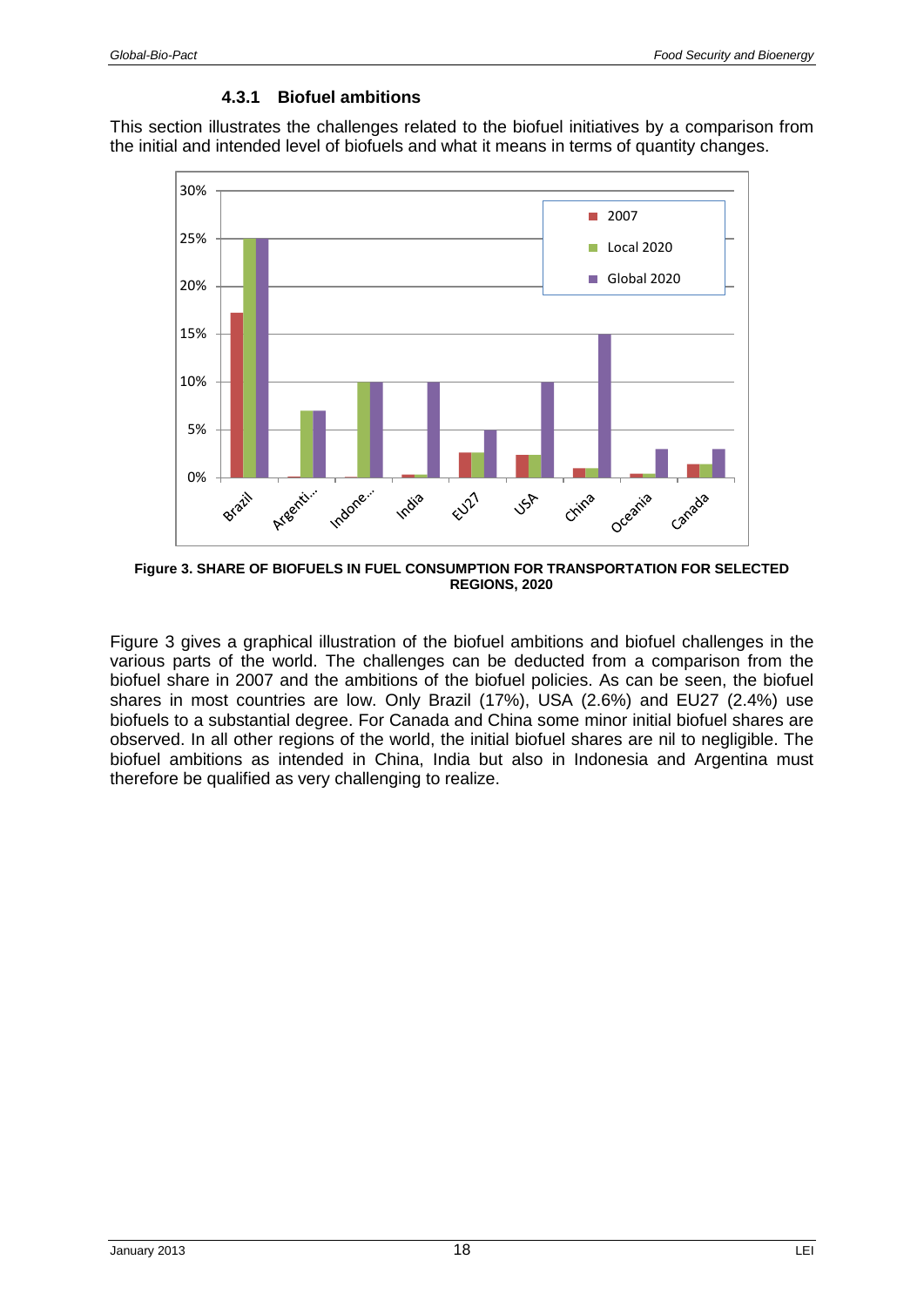### 4.3.1 Biofuel ambitions

This section illustrates the challenges related to the biofuel initiatives by a comparison from the initial and intended level of biofuels and what it means in terms of quantity changes.

**Figure 3. SHARE OF BIOFUELS IN FUEL CONSUMPTION FOR TRANSPORTATION FOR SELECTED REGIONS, 2020**

Figure 3 gives a graphical illustration of the biofuel ambitions and biofuel challenges in the various parts of the world. The challenges can be deducted from a comparison from the biofuel share in 2007 and the ambitions of the biofuel policies. As can be seen, the biofuel shares in most countries are low. Only Brazil (17%), USA (2.6%) and EU27 (2.4%) use biofuels to a substantial degree. For Canada and China some minor initial biofuel shares are observed. In all other regions of the world, the initial biofuel shares are nil to negligible. The biofuel ambitions as intended in China, India but also in Indonesia and Argentina must therefore be qualified as very challenging to realize.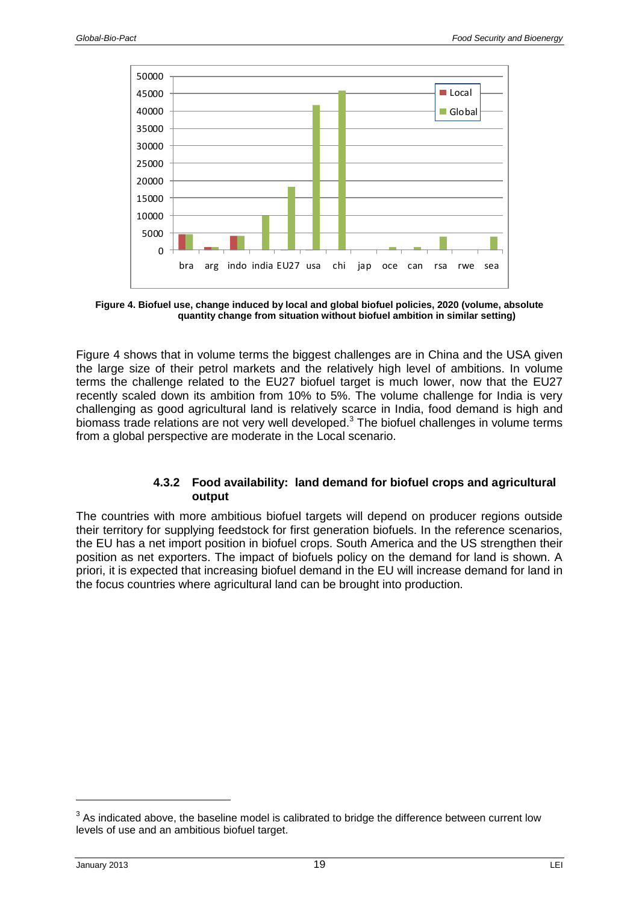Figure 4. Biofuel use, change induced by local and global biofuel policies, 2020 (volume, absolute quantity change from situation without biofuel ambition in similar setting)

Figure 4 shows that in volume terms the biggest challenges are in China and the USA given the large size of their petrol markets and the relatively high level of ambitions. In volume terms the challenge related to the EU27 biofuel target is much lower, now that the EU27 recently scaled down its ambition from 10% to 5%. The volume challenge for India is very challenging as good agricultural land is relatively scarce in India, food demand is high and biomass trade relations are not very well developed.[3] The biofuel challenges in volume terms from a global perspective are moderate in the Local scenario.

### 4.3.2 Food availability: land demand for biofuel crops and agricultural output

The countries with more ambitious biofuel targets will depend on producer regions outside their territory for supplying feedstock for first generation biofuels. In the reference scenarios, the EU has a net import position in biofuel crops. South America and the US strengthen their position as net exporters. The impact of biofuels policy on the demand for land is shown. A priori, it is expected that increasing biofuel demand in the EU will increase demand for land in the focus countries where agricultural land can be brought into production.

[3] As indicated above, the baseline model is calibrated to bridge the difference between current low levels of use and an ambitious biofuel target.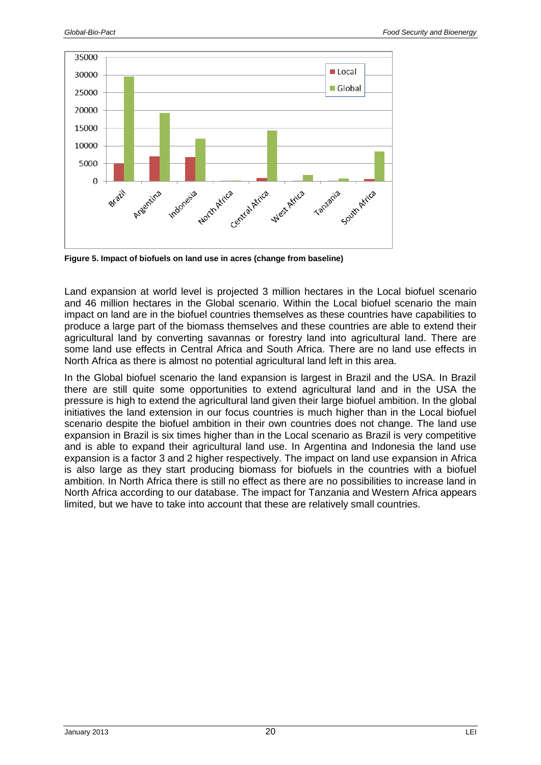**Figure 5. Impact of biofuels on land use in acres (change from baseline)**

Land expansion at world level is projected 3 million hectares in the Local biofuel scenario and 46 million hectares in the Global scenario. Within the Local biofuel scenario the main impact on land are in the biofuel countries themselves as these countries have capabilities to produce a large part of the biomass themselves and these countries are able to extend their agricultural land by converting savannas or forestry land into agricultural land. There are some land use effects in Central Africa and South Africa. There are no land use effects in North Africa as there is almost no potential agricultural land left in this area.

In the Global biofuel scenario the land expansion is largest in Brazil and the USA. In Brazil there are still quite some opportunities to extend agricultural land and in the USA the pressure is high to extend the agricultural land given their large biofuel ambition. In the global initiatives the land extension in our focus countries is much higher than in the Local biofuel scenario despite the biofuel ambition in their own countries does not change. The land use expansion in Brazil is six times higher than in the Local scenario as Brazil is very competitive and is able to expand their agricultural land use. In Argentina and Indonesia the land use expansion is a factor 3 and 2 higher respectively. The impact on land use expansion in Africa is also large as they start producing biomass for biofuels in the countries with a biofuel ambition. In North Africa there is still no effect as there are no possibilities to increase land in North Africa according to our database. The impact for Tanzania and Western Africa appears limited, but we have to take into account that these are relatively small countries.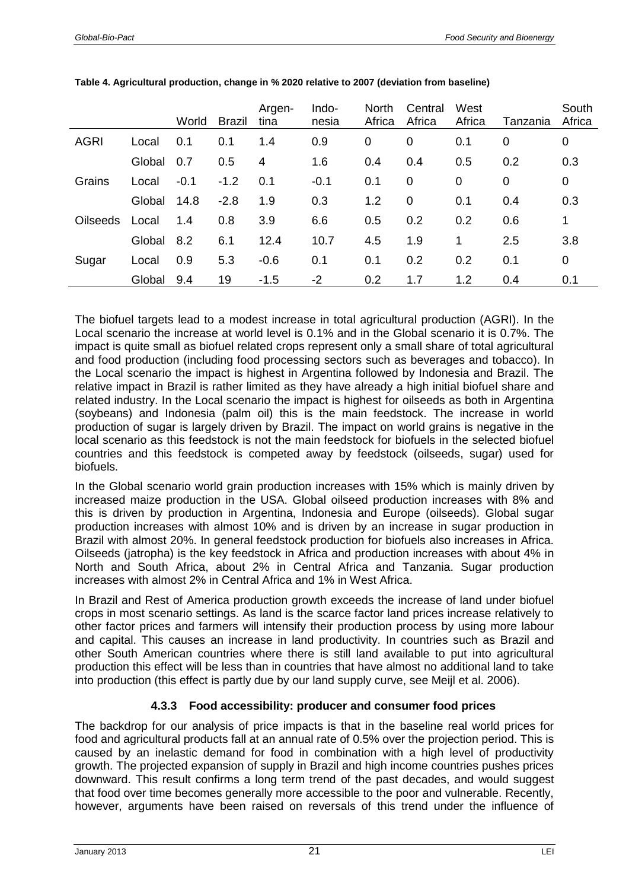**Table 4. Agricultural production, change in % 2020 relative to 2007 (deviation from baseline)**

| | | World | Brazil | Argen-tina | Indo-nesia | North Africa | Central Africa | West Africa | Tanzania | South Africa |
|---|---|---|---|---|---|---|---|---|---|---|
| AGRI | Local | 0.1 | 0.1 | 1.4 | 0.9 | 0 | 0 | 0.1 | 0 | 0 |
| | Global | 0.7 | 0.5 | 4 | 1.6 | 0.4 | 0.4 | 0.5 | 0.2 | 0.3 |
| Grains | Local | -0.1 | -1.2 | 0.1 | -0.1 | 0.1 | 0 | 0 | 0 | 0 |
| | Global | 14.8 | -2.8 | 1.9 | 0.3 | 1.2 | 0 | 0.1 | 0.4 | 0.3 |
| Oilseeds | Local | 1.4 | 0.8 | 3.9 | 6.6 | 0.5 | 0.2 | 0.2 | 0.6 | 1 |
| | Global | 8.2 | 6.1 | 12.4 | 10.7 | 4.5 | 1.9 | 1 | 2.5 | 3.8 |
| Sugar | Local | 0.9 | 5.3 | -0.6 | 0.1 | 0.1 | 0.2 | 0.2 | 0.1 | 0 |
| | Global | 9.4 | 19 | -1.5 | -2 | 0.2 | 1.7 | 1.2 | 0.4 | 0.1 |

The biofuel targets lead to a modest increase in total agricultural production (AGRI). In the Local scenario the increase at world level is 0.1% and in the Global scenario it is 0.7%. The impact is quite small as biofuel related crops represent only a small share of total agricultural and food production (including food processing sectors such as beverages and tobacco). In the Local scenario the impact is highest in Argentina followed by Indonesia and Brazil. The relative impact in Brazil is rather limited as they have already a high initial biofuel share and related industry. In the Local scenario the impact is highest for oilseeds as both in Argentina (soybeans) and Indonesia (palm oil) this is the main feedstock. The increase in world production of sugar is largely driven by Brazil. The impact on world grains is negative in the local scenario as this feedstock is not the main feedstock for biofuels in the selected biofuel countries and this feedstock is competed away by feedstock (oilseeds, sugar) used for biofuels.

In the Global scenario world grain production increases with 15% which is mainly driven by increased maize production in the USA. Global oilseed production increases with 8% and this is driven by production in Argentina, Indonesia and Europe (oilseeds). Global sugar production increases with almost 10% and is driven by an increase in sugar production in Brazil with almost 20%. In general feedstock production for biofuels also increases in Africa. Oilseeds (jatropha) is the key feedstock in Africa and production increases with about 4% in North and South Africa, about 2% in Central Africa and Tanzania. Sugar production increases with almost 2% in Central Africa and 1% in West Africa.

In Brazil and Rest of America production growth exceeds the increase of land under biofuel crops in most scenario settings. As land is the scarce factor land prices increase relatively to other factor prices and farmers will intensify their production process by using more labour and capital. This causes an increase in land productivity. In countries such as Brazil and other South American countries where there is still land available to put into agricultural production this effect will be less than in countries that have almost no additional land to take into production (this effect is partly due by our land supply curve, see Meijl et al. 2006).

### 4.3.3 Food accessibility: producer and consumer food prices

The backdrop for our analysis of price impacts is that in the baseline real world prices for food and agricultural products fall at an annual rate of 0.5% over the projection period. This is caused by an inelastic demand for food in combination with a high level of productivity growth. The projected expansion of supply in Brazil and high income countries pushes prices downward. This result confirms a long term trend of the past decades, and would suggest that food over time becomes generally more accessible to the poor and vulnerable. Recently, however, arguments have been raised on reversals of this trend under the influence of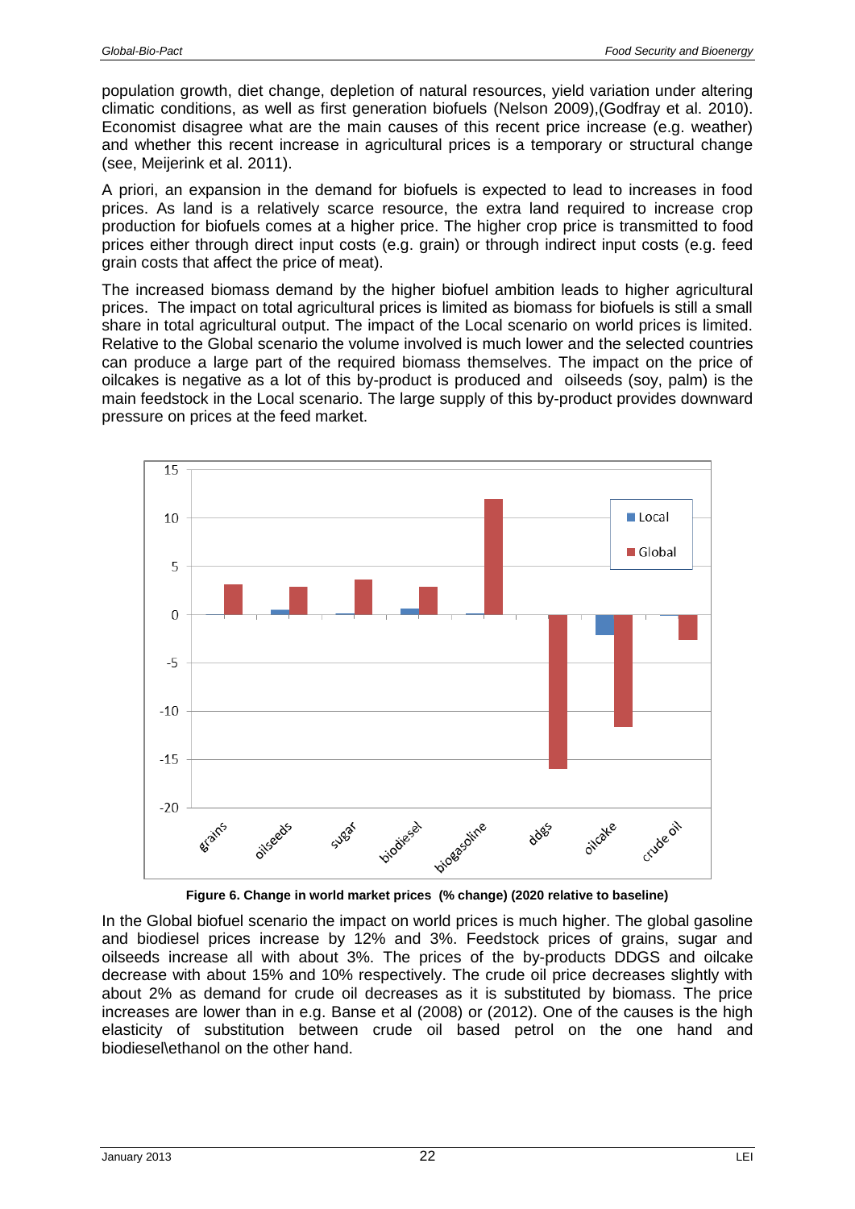population growth, diet change, depletion of natural resources, yield variation under altering climatic conditions, as well as first generation biofuels (Nelson 2009),(Godfray et al. 2010). Economist disagree what are the main causes of this recent price increase (e.g. weather) and whether this recent increase in agricultural prices is a temporary or structural change (see, Meijerink et al. 2011).

A priori, an expansion in the demand for biofuels is expected to lead to increases in food prices. As land is a relatively scarce resource, the extra land required to increase crop production for biofuels comes at a higher price. The higher crop price is transmitted to food prices either through direct input costs (e.g. grain) or through indirect input costs (e.g. feed grain costs that affect the price of meat).

The increased biomass demand by the higher biofuel ambition leads to higher agricultural prices. The impact on total agricultural prices is limited as biomass for biofuels is still a small share in total agricultural output. The impact of the Local scenario on world prices is limited. Relative to the Global scenario the volume involved is much lower and the selected countries can produce a large part of the required biomass themselves. The impact on the price of oilcakes is negative as a lot of this by-product is produced and oilseeds (soy, palm) is the main feedstock in the Local scenario. The large supply of this by-product provides downward pressure on prices at the feed market.

**Figure 6. Change in world market prices (% change) (2020 relative to baseline)**

In the Global biofuel scenario the impact on world prices is much higher. The global gasoline and biodiesel prices increase by 12% and 3%. Feedstock prices of grains, sugar and oilseeds increase all with about 3%. The prices of the by-products DDGS and oilcake decrease with about 15% and 10% respectively. The crude oil price decreases slightly with about 2% as demand for crude oil decreases as it is substituted by biomass. The price increases are lower than in e.g. Banse et al (2008) or (2012). One of the causes is the high elasticity of substitution between crude oil based petrol on the one hand and biodiesel\ethanol on the other hand.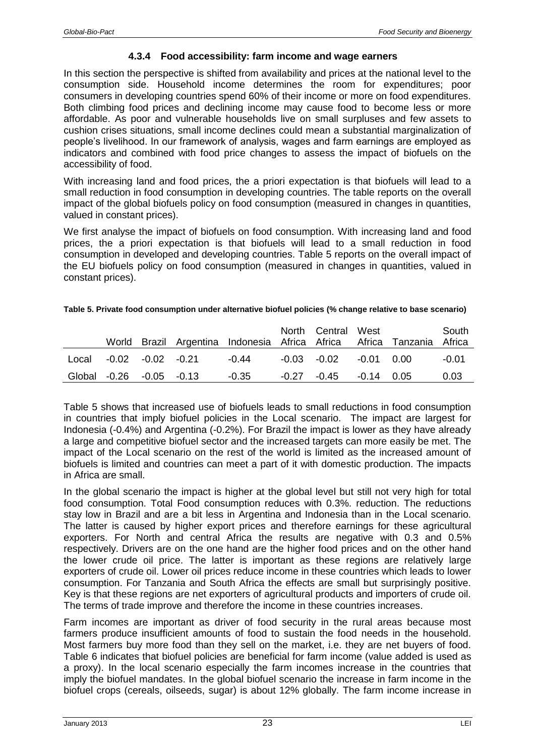#### 4.3.4 Food accessibility: farm income and wage earners

In this section the perspective is shifted from availability and prices at the national level to the consumption side. Household income determines the room for expenditures; poor consumers in developing countries spend 60% of their income or more on food expenditures. Both climbing food prices and declining income may cause food to become less or more affordable. As poor and vulnerable households live on small surpluses and few assets to cushion crises situations, small income declines could mean a substantial marginalization of people's livelihood. In our framework of analysis, wages and farm earnings are employed as indicators and combined with food price changes to assess the impact of biofuels on the accessibility of food.

With increasing land and food prices, the a priori expectation is that biofuels will lead to a small reduction in food consumption in developing countries. The table reports on the overall impact of the global biofuels policy on food consumption (measured in changes in quantities, valued in constant prices).

We first analyse the impact of biofuels on food consumption. With increasing land and food prices, the a priori expectation is that biofuels will lead to a small reduction in food consumption in developed and developing countries. Table 5 reports on the overall impact of the EU biofuels policy on food consumption (measured in changes in quantities, valued in constant prices).

**Table 5. Private food consumption under alternative biofuel policies (% change relative to base scenario)**

| | World | Brazil | Argentina | Indonesia | North Africa | Central Africa | West Africa | Tanzania | South Africa |
|---|---|---|---|---|---|---|---|---|---|
| Local | -0.02 | -0.02 | -0.21 | -0.44 | -0.03 | -0.02 | -0.01 | 0.00 | -0.01 |
| Global | -0.26 | -0.05 | -0.13 | -0.35 | -0.27 | -0.45 | -0.14 | 0.05 | 0.03 |

Table 5 shows that increased use of biofuels leads to small reductions in food consumption in countries that imply biofuel policies in the Local scenario. The impact are largest for Indonesia (-0.4%) and Argentina (-0.2%). For Brazil the impact is lower as they have already a large and competitive biofuel sector and the increased targets can more easily be met. The impact of the Local scenario on the rest of the world is limited as the increased amount of biofuels is limited and countries can meet a part of it with domestic production. The impacts in Africa are small.

In the global scenario the impact is higher at the global level but still not very high for total food consumption. Total Food consumption reduces with 0.3%. reduction. The reductions stay low in Brazil and are a bit less in Argentina and Indonesia than in the Local scenario. The latter is caused by higher export prices and therefore earnings for these agricultural exporters. For North and central Africa the results are negative with 0.3 and 0.5% respectively. Drivers are on the one hand are the higher food prices and on the other hand the lower crude oil price. The latter is important as these regions are relatively large exporters of crude oil. Lower oil prices reduce income in these countries which leads to lower consumption. For Tanzania and South Africa the effects are small but surprisingly positive. Key is that these regions are net exporters of agricultural products and importers of crude oil. The terms of trade improve and therefore the income in these countries increases.

Farm incomes are important as driver of food security in the rural areas because most farmers produce insufficient amounts of food to sustain the food needs in the household. Most farmers buy more food than they sell on the market, i.e. they are net buyers of food. Table 6 indicates that biofuel policies are beneficial for farm income (value added is used as a proxy). In the local scenario especially the farm incomes increase in the countries that imply the biofuel mandates. In the global biofuel scenario the increase in farm income in the biofuel crops (cereals, oilseeds, sugar) is about 12% globally. The farm income increase in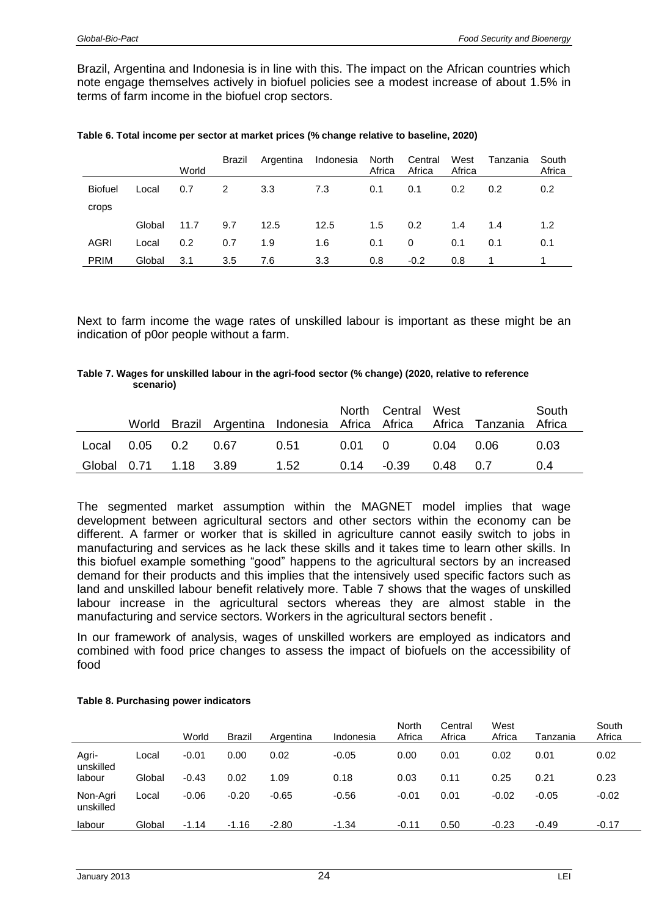Brazil, Argentina and Indonesia is in line with this. The impact on the African countries which note engage themselves actively in biofuel policies see a modest increase of about 1.5% in terms of farm income in the biofuel crop sectors.

**Table 6. Total income per sector at market prices (% change relative to baseline, 2020)**

| | | World | Brazil | Argentina | Indonesia | North Africa | Central Africa | West Africa | Tanzania | South Africa |
|---|---|---|---|---|---|---|---|---|---|---|
| Biofuel crops | Local | 0.7 | 2 | 3.3 | 7.3 | 0.1 | 0.1 | 0.2 | 0.2 | 0.2 |
| | Global | 11.7 | 9.7 | 12.5 | 12.5 | 1.5 | 0.2 | 1.4 | 1.4 | 1.2 |
| AGRI PRIM | Local | 0.2 | 0.7 | 1.9 | 1.6 | 0.1 | 0 | 0.1 | 0.1 | 0.1 |
| | Global | 3.1 | 3.5 | 7.6 | 3.3 | 0.8 | -0.2 | 0.8 | 1 | 1 |

Next to farm income the wage rates of unskilled labour is important as these might be an indication of p0or people without a farm.

**Table 7. Wages for unskilled labour in the agri-food sector (% change) (2020, relative to reference scenario)**

| | World | Brazil | Argentina | Indonesia | North Africa | Central Africa | West Africa | Tanzania | South Africa |
|---|---|---|---|---|---|---|---|---|---|
| Local | 0.05 | 0.2 | 0.67 | 0.51 | 0.01 | 0 | 0.04 | 0.06 | 0.03 |
| Global | 0.71 | 1.18 | 3.89 | 1.52 | 0.14 | -0.39 | 0.48 | 0.7 | 0.4 |

The segmented market assumption within the MAGNET model implies that wage development between agricultural sectors and other sectors within the economy can be different. A farmer or worker that is skilled in agriculture cannot easily switch to jobs in manufacturing and services as he lack these skills and it takes time to learn other skills. In this biofuel example something "good" happens to the agricultural sectors by an increased demand for their products and this implies that the intensively used specific factors such as land and unskilled labour benefit relatively more. Table 7 shows that the wages of unskilled labour increase in the agricultural sectors whereas they are almost stable in the manufacturing and service sectors. Workers in the agricultural sectors benefit .

In our framework of analysis, wages of unskilled workers are employed as indicators and combined with food price changes to assess the impact of biofuels on the accessibility of food

**Table 8. Purchasing power indicators**

| | | World | Brazil | Argentina | Indonesia | North Africa | Central Africa | West Africa | Tanzania | South Africa |
|---|---|---|---|---|---|---|---|---|---|---|
| Agri-unskilled labour | Local | -0.01 | 0.00 | 0.02 | -0.05 | 0.00 | 0.01 | 0.02 | 0.01 | 0.02 |
| | Global | -0.43 | 0.02 | 1.09 | 0.18 | 0.03 | 0.11 | 0.25 | 0.21 | 0.23 |
| Non-Agri unskilled labour | Local | -0.06 | -0.20 | -0.65 | -0.56 | -0.01 | 0.01 | -0.02 | -0.05 | -0.02 |
| | Global | -1.14 | -1.16 | -2.80 | -1.34 | -0.11 | 0.50 | -0.23 | -0.49 | -0.17 |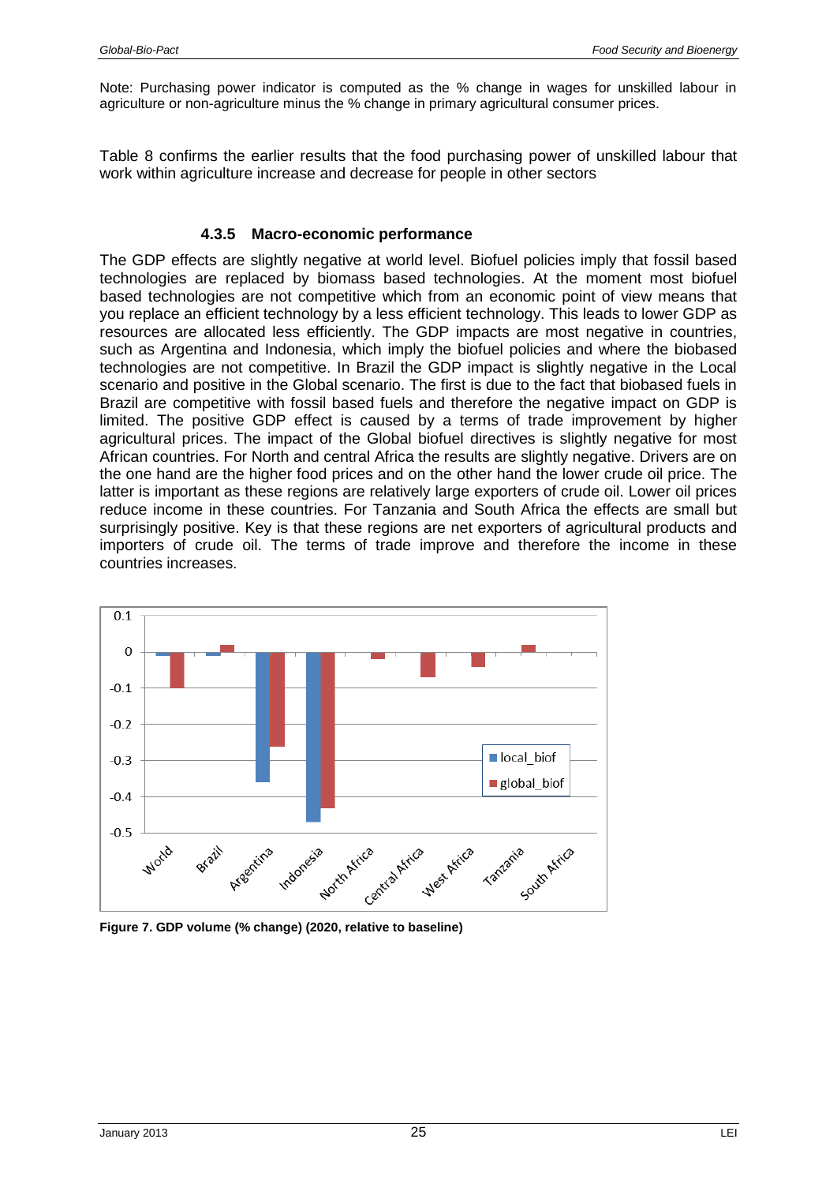Note: Purchasing power indicator is computed as the % change in wages for unskilled labour in agriculture or non-agriculture minus the % change in primary agricultural consumer prices.

Table 8 confirms the earlier results that the food purchasing power of unskilled labour that work within agriculture increase and decrease for people in other sectors

#### 4.3.5 Macro-economic performance

The GDP effects are slightly negative at world level. Biofuel policies imply that fossil based technologies are replaced by biomass based technologies. At the moment most biofuel based technologies are not competitive which from an economic point of view means that you replace an efficient technology by a less efficient technology. This leads to lower GDP as resources are allocated less efficiently. The GDP impacts are most negative in countries, such as Argentina and Indonesia, which imply the biofuel policies and where the biobased technologies are not competitive. In Brazil the GDP impact is slightly negative in the Local scenario and positive in the Global scenario. The first is due to the fact that biobased fuels in Brazil are competitive with fossil based fuels and therefore the negative impact on GDP is limited. The positive GDP effect is caused by a terms of trade improvement by higher agricultural prices. The impact of the Global biofuel directives is slightly negative for most African countries. For North and central Africa the results are slightly negative. Drivers are on the one hand are the higher food prices and on the other hand the lower crude oil price. The latter is important as these regions are relatively large exporters of crude oil. Lower oil prices reduce income in these countries. For Tanzania and South Africa the effects are small but surprisingly positive. Key is that these regions are net exporters of agricultural products and importers of crude oil. The terms of trade improve and therefore the income in these countries increases.

**Figure 7. GDP volume (% change) (2020, relative to baseline)**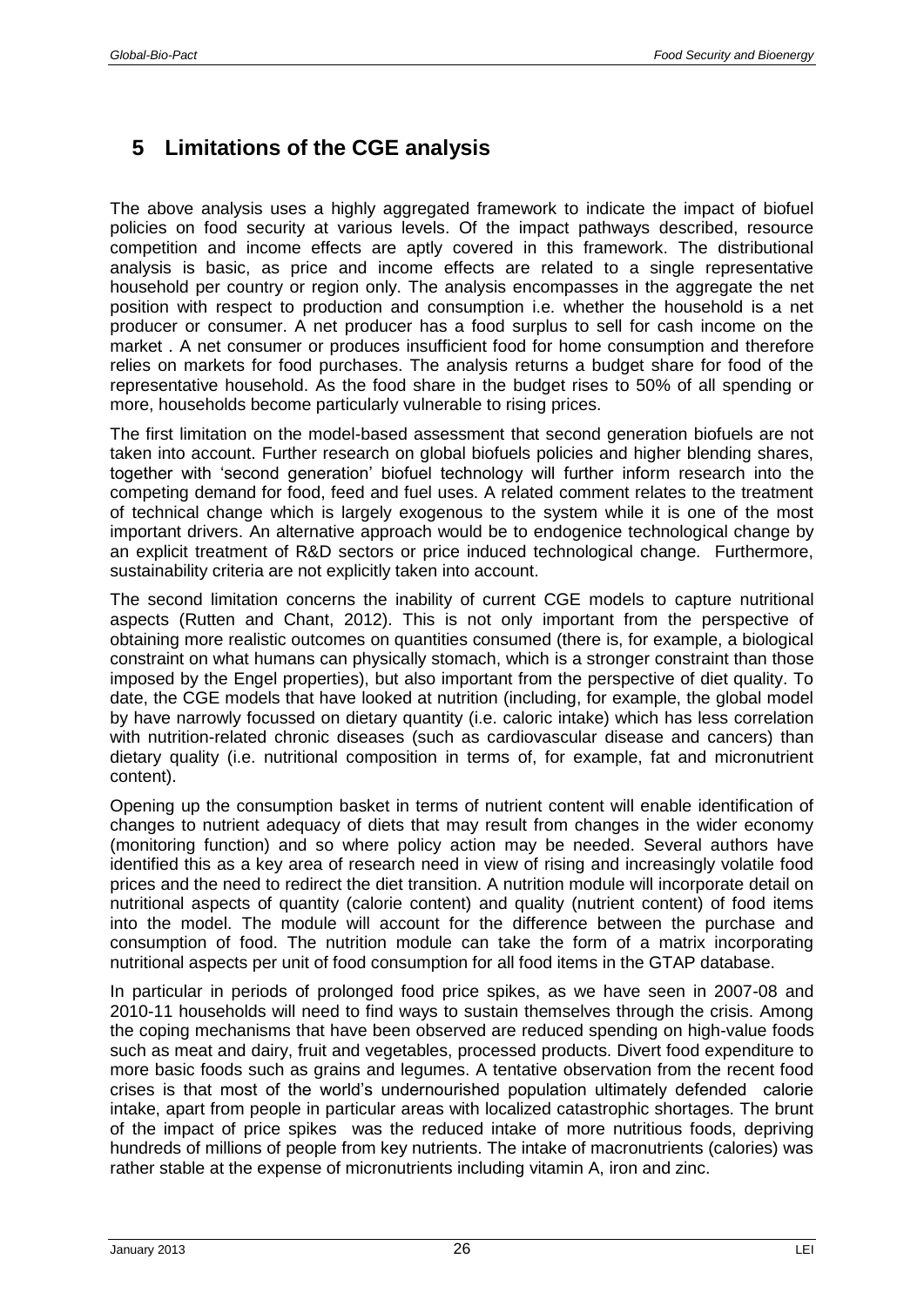## 5 Limitations of the CGE analysis

The above analysis uses a highly aggregated framework to indicate the impact of biofuel policies on food security at various levels. Of the impact pathways described, resource competition and income effects are aptly covered in this framework. The distributional analysis is basic, as price and income effects are related to a single representative household per country or region only. The analysis encompasses in the aggregate the net position with respect to production and consumption i.e. whether the household is a net producer or consumer. A net producer has a food surplus to sell for cash income on the market . A net consumer or produces insufficient food for home consumption and therefore relies on markets for food purchases. The analysis returns a budget share for food of the representative household. As the food share in the budget rises to 50% of all spending or more, households become particularly vulnerable to rising prices.

The first limitation on the model-based assessment that second generation biofuels are not taken into account. Further research on global biofuels policies and higher blending shares, together with 'second generation' biofuel technology will further inform research into the competing demand for food, feed and fuel uses. A related comment relates to the treatment of technical change which is largely exogenous to the system while it is one of the most important drivers. An alternative approach would be to endogenice technological change by an explicit treatment of R&D sectors or price induced technological change. Furthermore, sustainability criteria are not explicitly taken into account.

The second limitation concerns the inability of current CGE models to capture nutritional aspects (Rutten and Chant, 2012). This is not only important from the perspective of obtaining more realistic outcomes on quantities consumed (there is, for example, a biological constraint on what humans can physically stomach, which is a stronger constraint than those imposed by the Engel properties), but also important from the perspective of diet quality. To date, the CGE models that have looked at nutrition (including, for example, the global model by have narrowly focussed on dietary quantity (i.e. caloric intake) which has less correlation with nutrition-related chronic diseases (such as cardiovascular disease and cancers) than dietary quality (i.e. nutritional composition in terms of, for example, fat and micronutrient content).

Opening up the consumption basket in terms of nutrient content will enable identification of changes to nutrient adequacy of diets that may result from changes in the wider economy (monitoring function) and so where policy action may be needed. Several authors have identified this as a key area of research need in view of rising and increasingly volatile food prices and the need to redirect the diet transition. A nutrition module will incorporate detail on nutritional aspects of quantity (calorie content) and quality (nutrient content) of food items into the model. The module will account for the difference between the purchase and consumption of food. The nutrition module can take the form of a matrix incorporating nutritional aspects per unit of food consumption for all food items in the GTAP database.

In particular in periods of prolonged food price spikes, as we have seen in 2007-08 and 2010-11 households will need to find ways to sustain themselves through the crisis. Among the coping mechanisms that have been observed are reduced spending on high-value foods such as meat and dairy, fruit and vegetables, processed products. Divert food expenditure to more basic foods such as grains and legumes. A tentative observation from the recent food crises is that most of the world's undernourished population ultimately defended calorie intake, apart from people in particular areas with localized catastrophic shortages. The brunt of the impact of price spikes was the reduced intake of more nutritious foods, depriving hundreds of millions of people from key nutrients. The intake of macronutrients (calories) was rather stable at the expense of micronutrients including vitamin A, iron and zinc.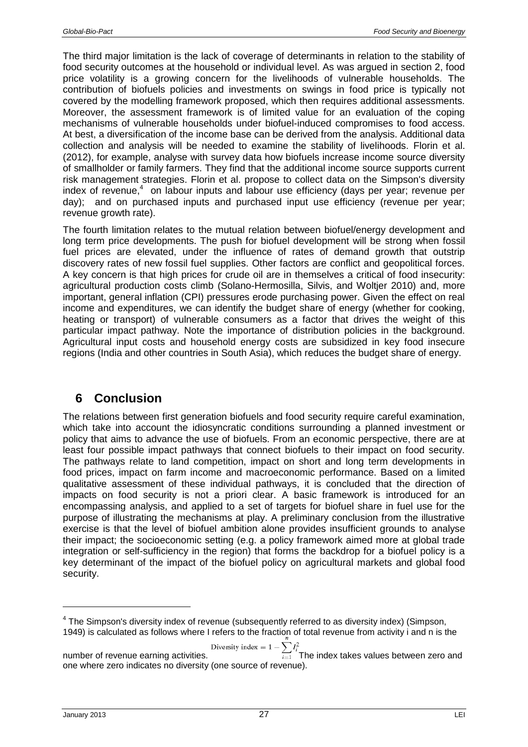The third major limitation is the lack of coverage of determinants in relation to the stability of food security outcomes at the household or individual level. As was argued in section 2, food price volatility is a growing concern for the livelihoods of vulnerable households. The contribution of biofuels policies and investments on swings in food price is typically not covered by the modelling framework proposed, which then requires additional assessments. Moreover, the assessment framework is of limited value for an evaluation of the coping mechanisms of vulnerable households under biofuel-induced compromises to food access. At best, a diversification of the income base can be derived from the analysis. Additional data collection and analysis will be needed to examine the stability of livelihoods. Florin et al. (2012), for example, analyse with survey data how biofuels increase income source diversity of smallholder or family farmers. They find that the additional income source supports current risk management strategies. Florin et al. propose to collect data on the Simpson's diversity index of revenue,[4] on labour inputs and labour use efficiency (days per year; revenue per day); and on purchased inputs and purchased input use efficiency (revenue per year; revenue growth rate).

The fourth limitation relates to the mutual relation between biofuel/energy development and long term price developments. The push for biofuel development will be strong when fossil fuel prices are elevated, under the influence of rates of demand growth that outstrip discovery rates of new fossil fuel supplies. Other factors are conflict and geopolitical forces. A key concern is that high prices for crude oil are in themselves a critical of food insecurity: agricultural production costs climb (Solano-Hermosilla, Silvis, and Woltjer 2010) and, more important, general inflation (CPI) pressures erode purchasing power. Given the effect on real income and expenditures, we can identify the budget share of energy (whether for cooking, heating or transport) of vulnerable consumers as a factor that drives the weight of this particular impact pathway. Note the importance of distribution policies in the background. Agricultural input costs and household energy costs are subsidized in key food insecure regions (India and other countries in South Asia), which reduces the budget share of energy.

# 6 Conclusion

The relations between first generation biofuels and food security require careful examination, which take into account the idiosyncratic conditions surrounding a planned investment or policy that aims to advance the use of biofuels. From an economic perspective, there are at least four possible impact pathways that connect biofuels to their impact on food security. The pathways relate to land competition, impact on short and long term developments in food prices, impact on farm income and macroeconomic performance. Based on a limited qualitative assessment of these individual pathways, it is concluded that the direction of impacts on food security is not a priori clear. A basic framework is introduced for an encompassing analysis, and applied to a set of targets for biofuel share in fuel use for the purpose of illustrating the mechanisms at play. A preliminary conclusion from the illustrative exercise is that the level of biofuel ambition alone provides insufficient grounds to analyse their impact; the socioeconomic setting (e.g. a policy framework aimed more at global trade integration or self-sufficiency in the region) that forms the backdrop for a biofuel policy is a key determinant of the impact of the biofuel policy on agricultural markets and global food security.

---

[4] The Simpson's diversity index of revenue (subsequently referred to as diversity index) (Simpson, 1949) is calculated as follows where I refers to the fraction of total revenue from activity i and n is the number of revenue earning activities. $\text{Diversity index} = 1 - \sum_{i=1}^{n} I_i^2$ The index takes values between zero and one where zero indicates no diversity (one source of revenue).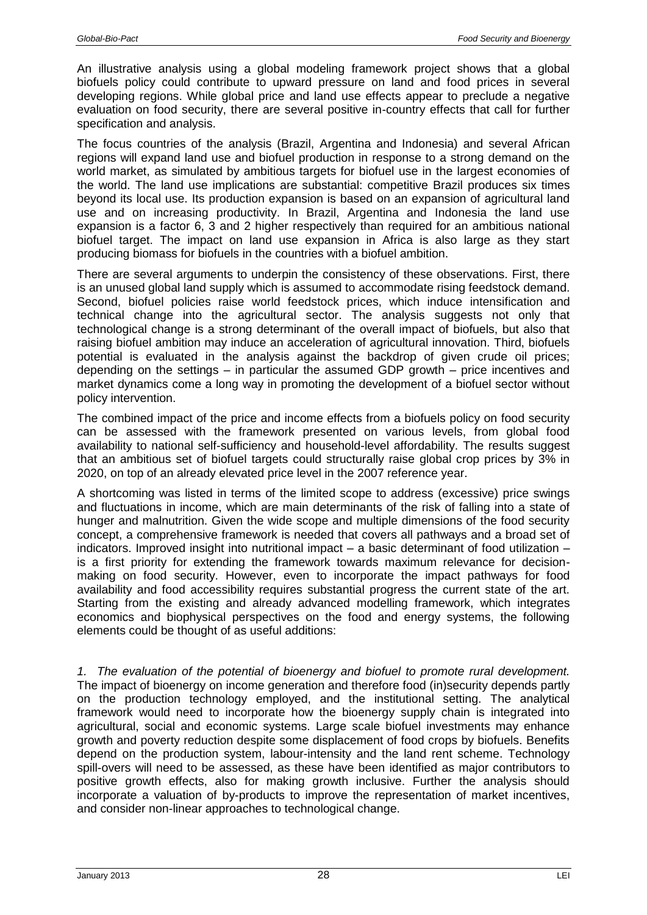An illustrative analysis using a global modeling framework project shows that a global biofuels policy could contribute to upward pressure on land and food prices in several developing regions. While global price and land use effects appear to preclude a negative evaluation on food security, there are several positive in-country effects that call for further specification and analysis.

The focus countries of the analysis (Brazil, Argentina and Indonesia) and several African regions will expand land use and biofuel production in response to a strong demand on the world market, as simulated by ambitious targets for biofuel use in the largest economies of the world. The land use implications are substantial: competitive Brazil produces six times beyond its local use. Its production expansion is based on an expansion of agricultural land use and on increasing productivity. In Brazil, Argentina and Indonesia the land use expansion is a factor 6, 3 and 2 higher respectively than required for an ambitious national biofuel target. The impact on land use expansion in Africa is also large as they start producing biomass for biofuels in the countries with a biofuel ambition.

There are several arguments to underpin the consistency of these observations. First, there is an unused global land supply which is assumed to accommodate rising feedstock demand. Second, biofuel policies raise world feedstock prices, which induce intensification and technical change into the agricultural sector. The analysis suggests not only that technological change is a strong determinant of the overall impact of biofuels, but also that raising biofuel ambition may induce an acceleration of agricultural innovation. Third, biofuels potential is evaluated in the analysis against the backdrop of given crude oil prices; depending on the settings – in particular the assumed GDP growth – price incentives and market dynamics come a long way in promoting the development of a biofuel sector without policy intervention.

The combined impact of the price and income effects from a biofuels policy on food security can be assessed with the framework presented on various levels, from global food availability to national self-sufficiency and household-level affordability. The results suggest that an ambitious set of biofuel targets could structurally raise global crop prices by 3% in 2020, on top of an already elevated price level in the 2007 reference year.

A shortcoming was listed in terms of the limited scope to address (excessive) price swings and fluctuations in income, which are main determinants of the risk of falling into a state of hunger and malnutrition. Given the wide scope and multiple dimensions of the food security concept, a comprehensive framework is needed that covers all pathways and a broad set of indicators. Improved insight into nutritional impact – a basic determinant of food utilization – is a first priority for extending the framework towards maximum relevance for decision-making on food security. However, even to incorporate the impact pathways for food availability and food accessibility requires substantial progress the current state of the art. Starting from the existing and already advanced modelling framework, which integrates economics and biophysical perspectives on the food and energy systems, the following elements could be thought of as useful additions:

*1. The evaluation of the potential of bioenergy and biofuel to promote rural development.* The impact of bioenergy on income generation and therefore food (in)security depends partly on the production technology employed, and the institutional setting. The analytical framework would need to incorporate how the bioenergy supply chain is integrated into agricultural, social and economic systems. Large scale biofuel investments may enhance growth and poverty reduction despite some displacement of food crops by biofuels. Benefits depend on the production system, labour-intensity and the land rent scheme. Technology spill-overs will need to be assessed, as these have been identified as major contributors to positive growth effects, also for making growth inclusive. Further the analysis should incorporate a valuation of by-products to improve the representation of market incentives, and consider non-linear approaches to technological change.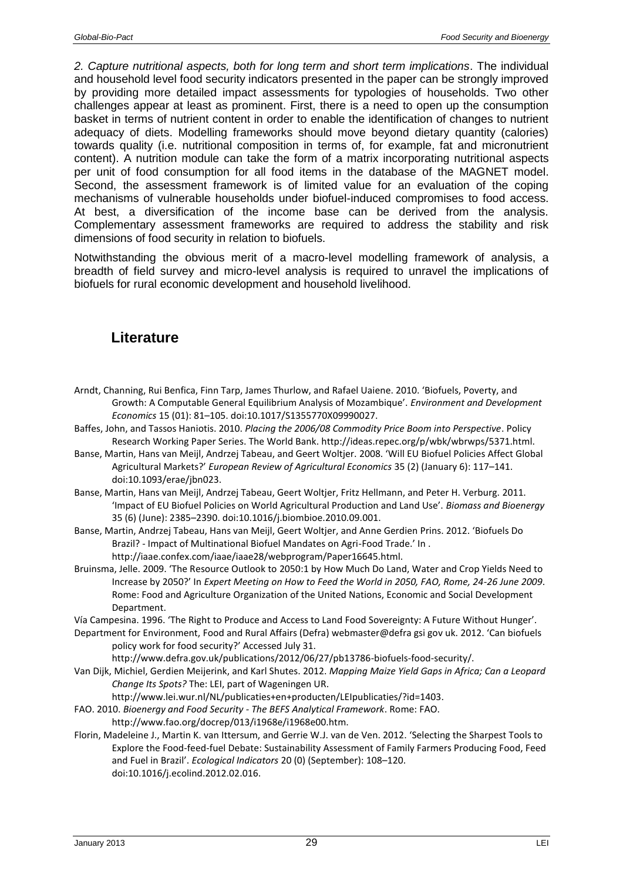*2. Capture nutritional aspects, both for long term and short term implications*. The individual and household level food security indicators presented in the paper can be strongly improved by providing more detailed impact assessments for typologies of households. Two other challenges appear at least as prominent. First, there is a need to open up the consumption basket in terms of nutrient content in order to enable the identification of changes to nutrient adequacy of diets. Modelling frameworks should move beyond dietary quantity (calories) towards quality (i.e. nutritional composition in terms of, for example, fat and micronutrient content). A nutrition module can take the form of a matrix incorporating nutritional aspects per unit of food consumption for all food items in the database of the MAGNET model. Second, the assessment framework is of limited value for an evaluation of the coping mechanisms of vulnerable households under biofuel-induced compromises to food access. At best, a diversification of the income base can be derived from the analysis. Complementary assessment frameworks are required to address the stability and risk dimensions of food security in relation to biofuels.

Notwithstanding the obvious merit of a macro-level modelling framework of analysis, a breadth of field survey and micro-level analysis is required to unravel the implications of biofuels for rural economic development and household livelihood.

## Literature

Arndt, Channing, Rui Benfica, Finn Tarp, James Thurlow, and Rafael Uaiene. 2010. 'Biofuels, Poverty, and Growth: A Computable General Equilibrium Analysis of Mozambique'. *Environment and Development Economics* 15 (01): 81–105. doi:10.1017/S1355770X09990027.

Baffes, John, and Tassos Haniotis. 2010. *Placing the 2006/08 Commodity Price Boom into Perspective*. Policy Research Working Paper Series. The World Bank. http://ideas.repec.org/p/wbk/wbrwps/5371.html.

Banse, Martin, Hans van Meijl, Andrzej Tabeau, and Geert Woltjer. 2008. 'Will EU Biofuel Policies Affect Global Agricultural Markets?' *European Review of Agricultural Economics* 35 (2) (January 6): 117–141. doi:10.1093/erae/jbn023.

Banse, Martin, Hans van Meijl, Andrzej Tabeau, Geert Woltjer, Fritz Hellmann, and Peter H. Verburg. 2011. 'Impact of EU Biofuel Policies on World Agricultural Production and Land Use'. *Biomass and Bioenergy* 35 (6) (June): 2385–2390. doi:10.1016/j.biombioe.2010.09.001.

Banse, Martin, Andrzej Tabeau, Hans van Meijl, Geert Woltjer, and Anne Gerdien Prins. 2012. 'Biofuels Do Brazil? - Impact of Multinational Biofuel Mandates on Agri-Food Trade.' In . http://iaae.confex.com/iaae/iaae28/webprogram/Paper16645.html.

Bruinsma, Jelle. 2009. 'The Resource Outlook to 2050:1 by How Much Do Land, Water and Crop Yields Need to Increase by 2050?' In *Expert Meeting on How to Feed the World in 2050, FAO, Rome, 24-26 June 2009*. Rome: Food and Agriculture Organization of the United Nations, Economic and Social Development Department.

Vía Campesina. 1996. 'The Right to Produce and Access to Land Food Sovereignty: A Future Without Hunger'.

Department for Environment, Food and Rural Affairs (Defra) webmaster@defra gsi gov uk. 2012. 'Can biofuels policy work for food security?' Accessed July 31. http://www.defra.gov.uk/publications/2012/06/27/pb13786-biofuels-food-security/.

Van Dijk, Michiel, Gerdien Meijerink, and Karl Shutes. 2012. *Mapping Maize Yield Gaps in Africa; Can a Leopard Change Its Spots?* The: LEI, part of Wageningen UR. http://www.lei.wur.nl/NL/publicaties+en+producten/LEIpublicaties/?id=1403.

FAO. 2010. *Bioenergy and Food Security - The BEFS Analytical Framework*. Rome: FAO. http://www.fao.org/docrep/013/i1968e/i1968e00.htm.

Florin, Madeleine J., Martin K. van Ittersum, and Gerrie W.J. van de Ven. 2012. 'Selecting the Sharpest Tools to Explore the Food-feed-fuel Debate: Sustainability Assessment of Family Farmers Producing Food, Feed and Fuel in Brazil'. *Ecological Indicators* 20 (0) (September): 108–120. doi:10.1016/j.ecolind.2012.02.016.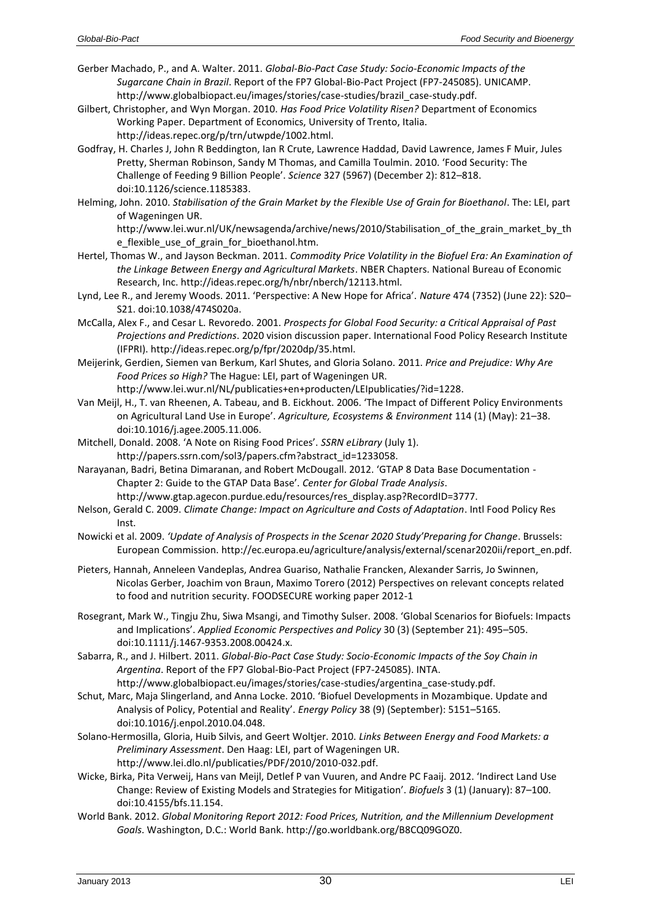Gerber Machado, P., and A. Walter. 2011. *Global-Bio-Pact Case Study: Socio-Economic Impacts of the Sugarcane Chain in Brazil*. Report of the FP7 Global-Bio-Pact Project (FP7-245085). UNICAMP. http://www.globalbiopact.eu/images/stories/case-studies/brazil_case-study.pdf.

Gilbert, Christopher, and Wyn Morgan. 2010. *Has Food Price Volatility Risen?* Department of Economics Working Paper. Department of Economics, University of Trento, Italia. http://ideas.repec.org/p/trn/utwpde/1002.html.

Godfray, H. Charles J, John R Beddington, Ian R Crute, Lawrence Haddad, David Lawrence, James F Muir, Jules Pretty, Sherman Robinson, Sandy M Thomas, and Camilla Toulmin. 2010. 'Food Security: The Challenge of Feeding 9 Billion People'. *Science* 327 (5967) (December 2): 812–818. doi:10.1126/science.1185383.

Helming, John. 2010. *Stabilisation of the Grain Market by the Flexible Use of Grain for Bioethanol*. The: LEI, part of Wageningen UR. http://www.lei.wur.nl/UK/newsagenda/archive/news/2010/Stabilisation_of_the_grain_market_by_the_flexible_use_of_grain_for_bioethanol.htm.

Hertel, Thomas W., and Jayson Beckman. 2011. *Commodity Price Volatility in the Biofuel Era: An Examination of the Linkage Between Energy and Agricultural Markets*. NBER Chapters. National Bureau of Economic Research, Inc. http://ideas.repec.org/h/nbr/nberch/12113.html.

Lynd, Lee R., and Jeremy Woods. 2011. 'Perspective: A New Hope for Africa'. *Nature* 474 (7352) (June 22): S20–S21. doi:10.1038/474S020a.

McCalla, Alex F., and Cesar L. Revoredo. 2001. *Prospects for Global Food Security: a Critical Appraisal of Past Projections and Predictions*. 2020 vision discussion paper. International Food Policy Research Institute (IFPRI). http://ideas.repec.org/p/fpr/2020dp/35.html.

Meijerink, Gerdien, Siemen van Berkum, Karl Shutes, and Gloria Solano. 2011. *Price and Prejudice: Why Are Food Prices so High?* The Hague: LEI, part of Wageningen UR. http://www.lei.wur.nl/NL/publicaties+en+producten/LEIpublicaties/?id=1228.

Van Meijl, H., T. van Rheenen, A. Tabeau, and B. Eickhout. 2006. 'The Impact of Different Policy Environments on Agricultural Land Use in Europe'. *Agriculture, Ecosystems & Environment* 114 (1) (May): 21–38. doi:10.1016/j.agee.2005.11.006.

Mitchell, Donald. 2008. 'A Note on Rising Food Prices'. *SSRN eLibrary* (July 1). http://papers.ssrn.com/sol3/papers.cfm?abstract_id=1233058.

Narayanan, Badri, Betina Dimaranan, and Robert McDougall. 2012. 'GTAP 8 Data Base Documentation - Chapter 2: Guide to the GTAP Data Base'. *Center for Global Trade Analysis*. http://www.gtap.agecon.purdue.edu/resources/res_display.asp?RecordID=3777.

Nelson, Gerald C. 2009. *Climate Change: Impact on Agriculture and Costs of Adaptation*. Intl Food Policy Res Inst.

Nowicki et al. 2009. *'Update of Analysis of Prospects in the Scenar 2020 Study'Preparing for Change*. Brussels: European Commission. http://ec.europa.eu/agriculture/analysis/external/scenar2020ii/report_en.pdf.

Pieters, Hannah, Anneleen Vandeplas, Andrea Guariso, Nathalie Francken, Alexander Sarris, Jo Swinnen, Nicolas Gerber, Joachim von Braun, Maximo Torero (2012) Perspectives on relevant concepts related to food and nutrition security. FOODSECURE working paper 2012-1

Rosegrant, Mark W., Tingju Zhu, Siwa Msangi, and Timothy Sulser. 2008. 'Global Scenarios for Biofuels: Impacts and Implications'. *Applied Economic Perspectives and Policy* 30 (3) (September 21): 495–505. doi:10.1111/j.1467-9353.2008.00424.x.

Sabarra, R., and J. Hilbert. 2011. *Global-Bio-Pact Case Study: Socio-Economic Impacts of the Soy Chain in Argentina*. Report of the FP7 Global-Bio-Pact Project (FP7-245085). INTA. http://www.globalbiopact.eu/images/stories/case-studies/argentina_case-study.pdf.

Schut, Marc, Maja Slingerland, and Anna Locke. 2010. 'Biofuel Developments in Mozambique. Update and Analysis of Policy, Potential and Reality'. *Energy Policy* 38 (9) (September): 5151–5165. doi:10.1016/j.enpol.2010.04.048.

Solano-Hermosilla, Gloria, Huib Silvis, and Geert Woltjer. 2010. *Links Between Energy and Food Markets: a Preliminary Assessment*. Den Haag: LEI, part of Wageningen UR. http://www.lei.dlo.nl/publicaties/PDF/2010/2010-032.pdf.

Wicke, Birka, Pita Verweij, Hans van Meijl, Detlef P van Vuuren, and Andre PC Faaij. 2012. 'Indirect Land Use Change: Review of Existing Models and Strategies for Mitigation'. *Biofuels* 3 (1) (January): 87–100. doi:10.4155/bfs.11.154.

World Bank. 2012. *Global Monitoring Report 2012: Food Prices, Nutrition, and the Millennium Development Goals*. Washington, D.C.: World Bank. http://go.worldbank.org/B8CQ09GOZ0.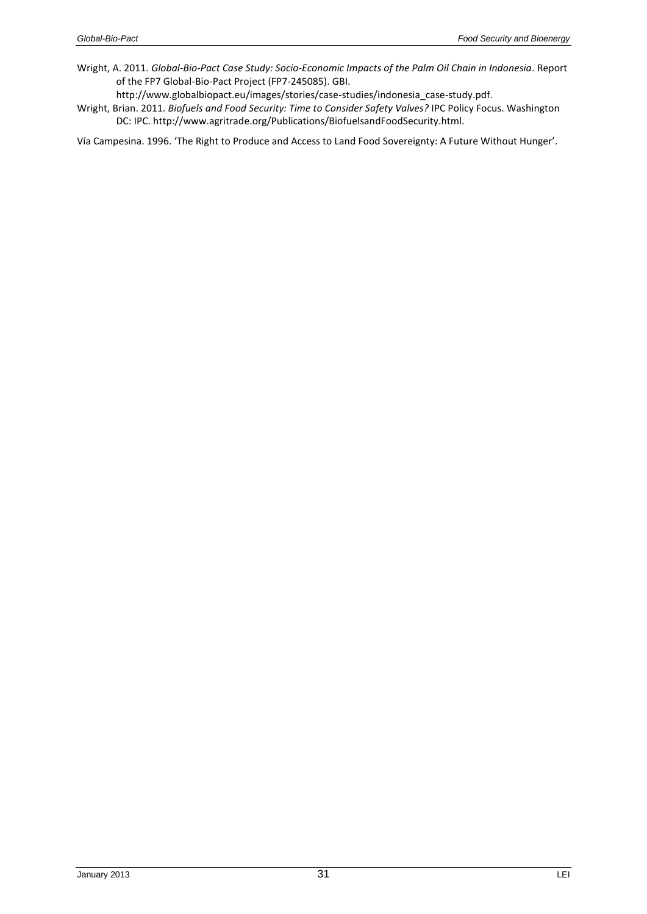Wright, A. 2011. *Global-Bio-Pact Case Study: Socio-Economic Impacts of the Palm Oil Chain in Indonesia*. Report of the FP7 Global-Bio-Pact Project (FP7-245085). GBI. http://www.globalbiopact.eu/images/stories/case-studies/indonesia_case-study.pdf.

Wright, Brian. 2011. *Biofuels and Food Security: Time to Consider Safety Valves?* IPC Policy Focus. Washington DC: IPC. http://www.agritrade.org/Publications/BiofuelsandFoodSecurity.html.

Vía Campesina. 1996. 'The Right to Produce and Access to Land Food Sovereignty: A Future Without Hunger'.